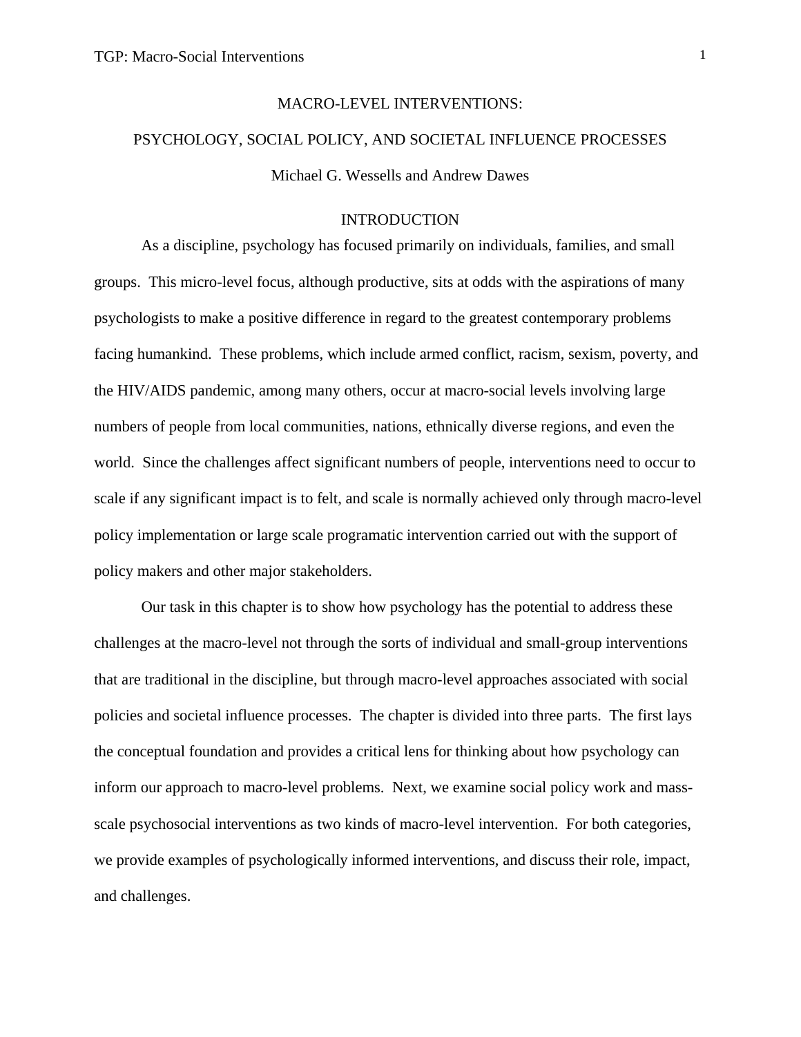# MACRO-LEVEL INTERVENTIONS:

# PSYCHOLOGY, SOCIAL POLICY, AND SOCIETAL INFLUENCE PROCESSES

Michael G. Wessells and Andrew Dawes

## INTRODUCTION

As a discipline, psychology has focused primarily on individuals, families, and small groups. This micro-level focus, although productive, sits at odds with the aspirations of many psychologists to make a positive difference in regard to the greatest contemporary problems facing humankind. These problems, which include armed conflict, racism, sexism, poverty, and the HIV/AIDS pandemic, among many others, occur at macro-social levels involving large numbers of people from local communities, nations, ethnically diverse regions, and even the world. Since the challenges affect significant numbers of people, interventions need to occur to scale if any significant impact is to felt, and scale is normally achieved only through macro-level policy implementation or large scale programatic intervention carried out with the support of policy makers and other major stakeholders.

Our task in this chapter is to show how psychology has the potential to address these challenges at the macro-level not through the sorts of individual and small-group interventions that are traditional in the discipline, but through macro-level approaches associated with social policies and societal influence processes. The chapter is divided into three parts. The first lays the conceptual foundation and provides a critical lens for thinking about how psychology can inform our approach to macro-level problems. Next, we examine social policy work and mass-scale psychosocial interventions as two kinds of macro-level intervention. For both categories, we provide examples of psychologically informed interventions, and discuss their role, impact, and challenges.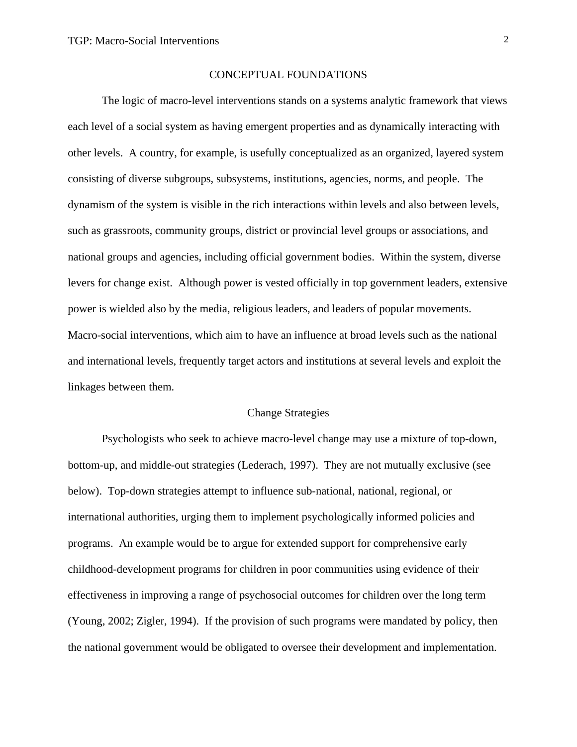## CONCEPTUAL FOUNDATIONS

The logic of macro-level interventions stands on a systems analytic framework that views each level of a social system as having emergent properties and as dynamically interacting with other levels. A country, for example, is usefully conceptualized as an organized, layered system consisting of diverse subgroups, subsystems, institutions, agencies, norms, and people. The dynamism of the system is visible in the rich interactions within levels and also between levels, such as grassroots, community groups, district or provincial level groups or associations, and national groups and agencies, including official government bodies. Within the system, diverse levers for change exist. Although power is vested officially in top government leaders, extensive power is wielded also by the media, religious leaders, and leaders of popular movements. Macro-social interventions, which aim to have an influence at broad levels such as the national and international levels, frequently target actors and institutions at several levels and exploit the linkages between them.

### Change Strategies

Psychologists who seek to achieve macro-level change may use a mixture of top-down, bottom-up, and middle-out strategies (Lederach, 1997). They are not mutually exclusive (see below). Top-down strategies attempt to influence sub-national, national, regional, or international authorities, urging them to implement psychologically informed policies and programs. An example would be to argue for extended support for comprehensive early childhood-development programs for children in poor communities using evidence of their effectiveness in improving a range of psychosocial outcomes for children over the long term (Young, 2002; Zigler, 1994). If the provision of such programs were mandated by policy, then the national government would be obligated to oversee their development and implementation.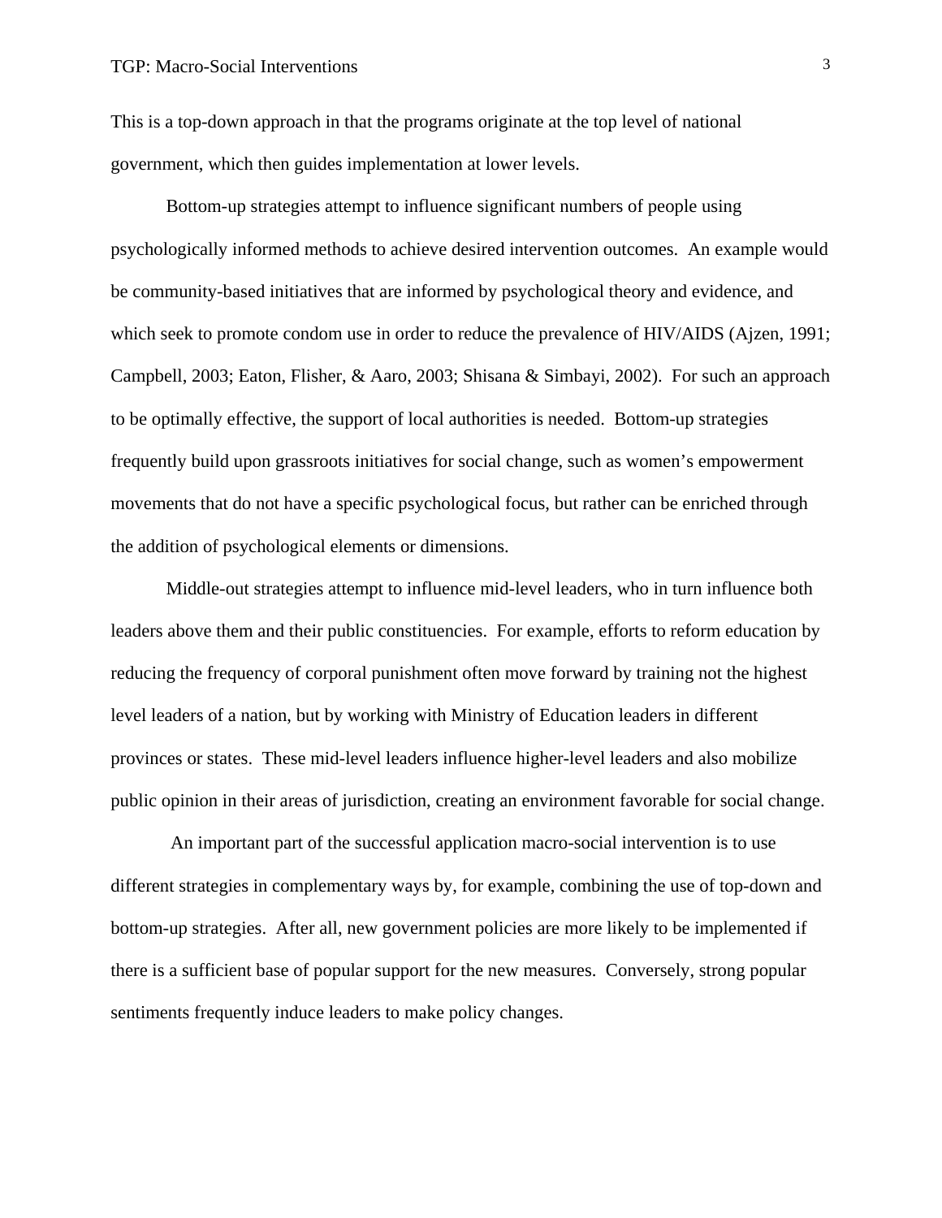This is a top-down approach in that the programs originate at the top level of national government, which then guides implementation at lower levels.

Bottom-up strategies attempt to influence significant numbers of people using psychologically informed methods to achieve desired intervention outcomes. An example would be community-based initiatives that are informed by psychological theory and evidence, and which seek to promote condom use in order to reduce the prevalence of HIV/AIDS (Ajzen, 1991; Campbell, 2003; Eaton, Flisher, & Aaro, 2003; Shisana & Simbayi, 2002). For such an approach to be optimally effective, the support of local authorities is needed. Bottom-up strategies frequently build upon grassroots initiatives for social change, such as women's empowerment movements that do not have a specific psychological focus, but rather can be enriched through the addition of psychological elements or dimensions.

Middle-out strategies attempt to influence mid-level leaders, who in turn influence both leaders above them and their public constituencies. For example, efforts to reform education by reducing the frequency of corporal punishment often move forward by training not the highest level leaders of a nation, but by working with Ministry of Education leaders in different provinces or states. These mid-level leaders influence higher-level leaders and also mobilize public opinion in their areas of jurisdiction, creating an environment favorable for social change.

An important part of the successful application macro-social intervention is to use different strategies in complementary ways by, for example, combining the use of top-down and bottom-up strategies. After all, new government policies are more likely to be implemented if there is a sufficient base of popular support for the new measures. Conversely, strong popular sentiments frequently induce leaders to make policy changes.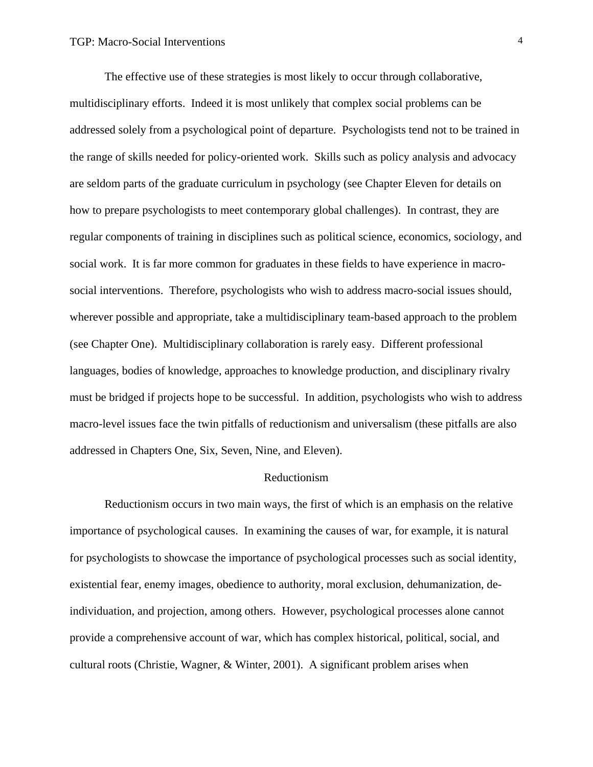The effective use of these strategies is most likely to occur through collaborative, multidisciplinary efforts. Indeed it is most unlikely that complex social problems can be addressed solely from a psychological point of departure. Psychologists tend not to be trained in the range of skills needed for policy-oriented work. Skills such as policy analysis and advocacy are seldom parts of the graduate curriculum in psychology (see Chapter Eleven for details on how to prepare psychologists to meet contemporary global challenges). In contrast, they are regular components of training in disciplines such as political science, economics, sociology, and social work. It is far more common for graduates in these fields to have experience in macro-social interventions. Therefore, psychologists who wish to address macro-social issues should, wherever possible and appropriate, take a multidisciplinary team-based approach to the problem (see Chapter One). Multidisciplinary collaboration is rarely easy. Different professional languages, bodies of knowledge, approaches to knowledge production, and disciplinary rivalry must be bridged if projects hope to be successful. In addition, psychologists who wish to address macro-level issues face the twin pitfalls of reductionism and universalism (these pitfalls are also addressed in Chapters One, Six, Seven, Nine, and Eleven).

## Reductionism

Reductionism occurs in two main ways, the first of which is an emphasis on the relative importance of psychological causes. In examining the causes of war, for example, it is natural for psychologists to showcase the importance of psychological processes such as social identity, existential fear, enemy images, obedience to authority, moral exclusion, dehumanization, de-individuation, and projection, among others. However, psychological processes alone cannot provide a comprehensive account of war, which has complex historical, political, social, and cultural roots (Christie, Wagner, & Winter, 2001). A significant problem arises when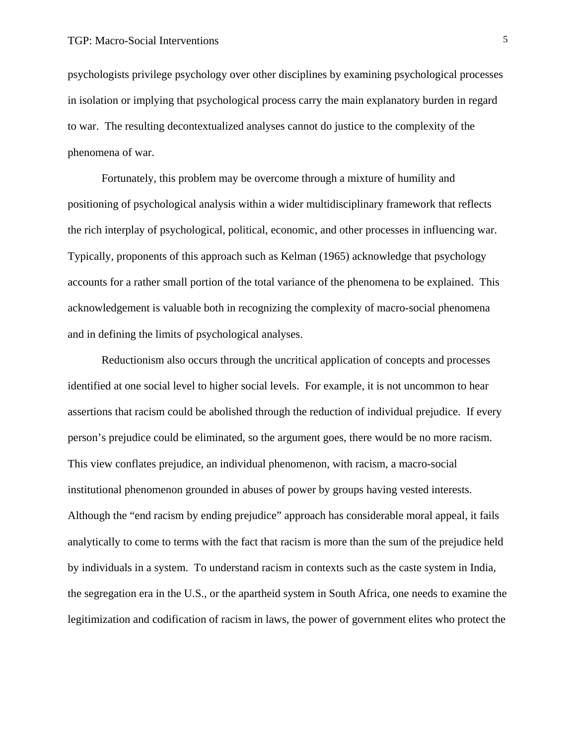psychologists privilege psychology over other disciplines by examining psychological processes in isolation or implying that psychological process carry the main explanatory burden in regard to war. The resulting decontextualized analyses cannot do justice to the complexity of the phenomena of war.

Fortunately, this problem may be overcome through a mixture of humility and positioning of psychological analysis within a wider multidisciplinary framework that reflects the rich interplay of psychological, political, economic, and other processes in influencing war. Typically, proponents of this approach such as Kelman (1965) acknowledge that psychology accounts for a rather small portion of the total variance of the phenomena to be explained. This acknowledgement is valuable both in recognizing the complexity of macro-social phenomena and in defining the limits of psychological analyses.

Reductionism also occurs through the uncritical application of concepts and processes identified at one social level to higher social levels. For example, it is not uncommon to hear assertions that racism could be abolished through the reduction of individual prejudice. If every person's prejudice could be eliminated, so the argument goes, there would be no more racism. This view conflates prejudice, an individual phenomenon, with racism, a macro-social institutional phenomenon grounded in abuses of power by groups having vested interests. Although the "end racism by ending prejudice" approach has considerable moral appeal, it fails analytically to come to terms with the fact that racism is more than the sum of the prejudice held by individuals in a system. To understand racism in contexts such as the caste system in India, the segregation era in the U.S., or the apartheid system in South Africa, one needs to examine the legitimization and codification of racism in laws, the power of government elites who protect the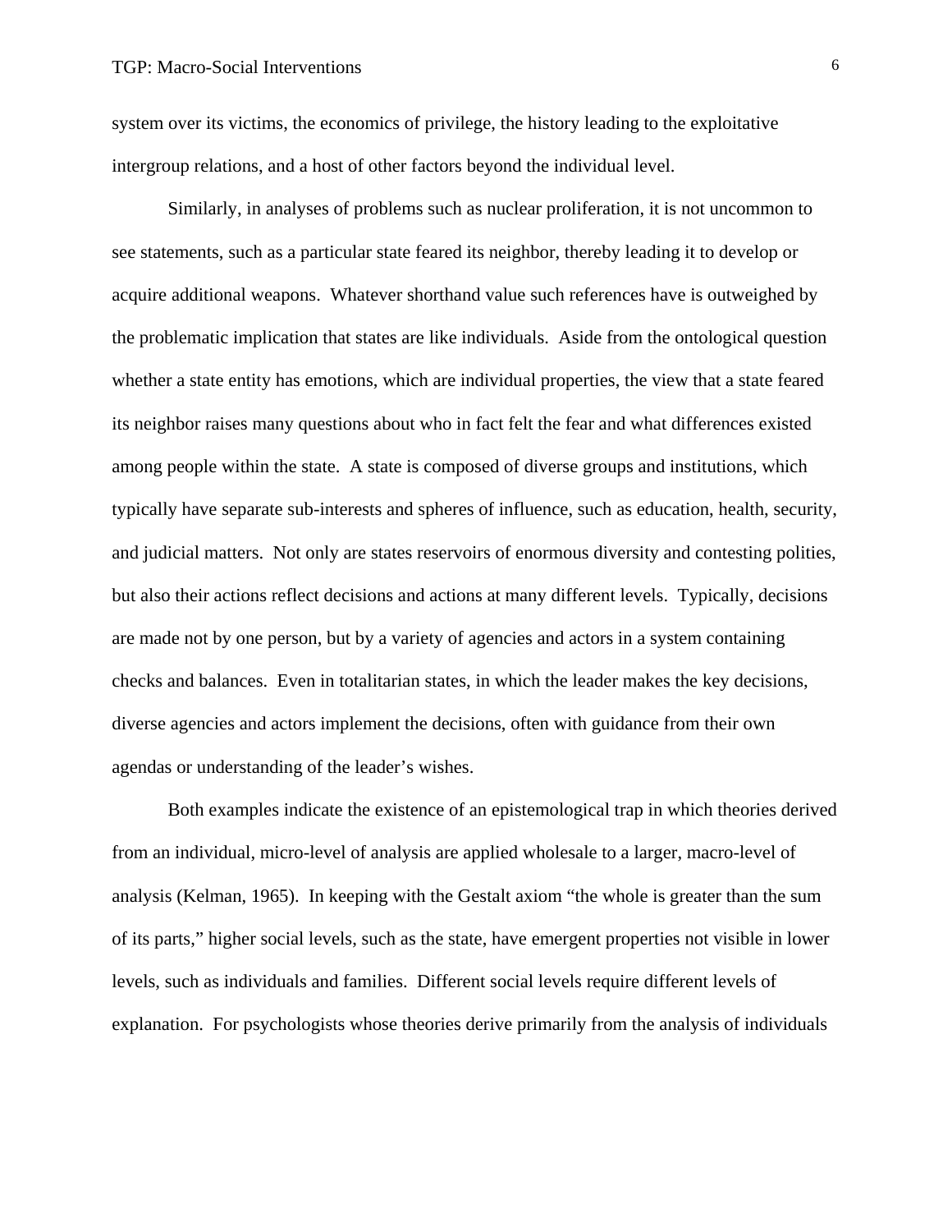system over its victims, the economics of privilege, the history leading to the exploitative intergroup relations, and a host of other factors beyond the individual level.

Similarly, in analyses of problems such as nuclear proliferation, it is not uncommon to see statements, such as a particular state feared its neighbor, thereby leading it to develop or acquire additional weapons. Whatever shorthand value such references have is outweighed by the problematic implication that states are like individuals. Aside from the ontological question whether a state entity has emotions, which are individual properties, the view that a state feared its neighbor raises many questions about who in fact felt the fear and what differences existed among people within the state. A state is composed of diverse groups and institutions, which typically have separate sub-interests and spheres of influence, such as education, health, security, and judicial matters. Not only are states reservoirs of enormous diversity and contesting polities, but also their actions reflect decisions and actions at many different levels. Typically, decisions are made not by one person, but by a variety of agencies and actors in a system containing checks and balances. Even in totalitarian states, in which the leader makes the key decisions, diverse agencies and actors implement the decisions, often with guidance from their own agendas or understanding of the leader's wishes.

Both examples indicate the existence of an epistemological trap in which theories derived from an individual, micro-level of analysis are applied wholesale to a larger, macro-level of analysis (Kelman, 1965). In keeping with the Gestalt axiom "the whole is greater than the sum of its parts," higher social levels, such as the state, have emergent properties not visible in lower levels, such as individuals and families. Different social levels require different levels of explanation. For psychologists whose theories derive primarily from the analysis of individuals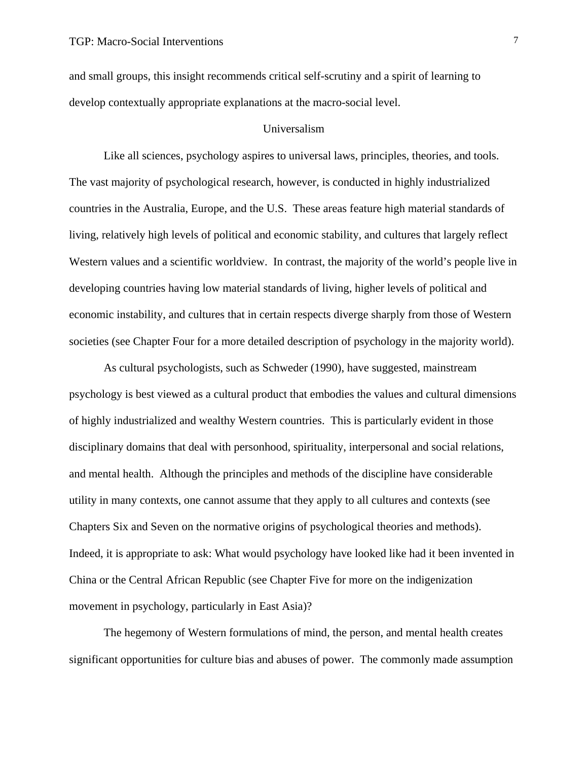and small groups, this insight recommends critical self-scrutiny and a spirit of learning to develop contextually appropriate explanations at the macro-social level.

## Universalism

Like all sciences, psychology aspires to universal laws, principles, theories, and tools. The vast majority of psychological research, however, is conducted in highly industrialized countries in the Australia, Europe, and the U.S. These areas feature high material standards of living, relatively high levels of political and economic stability, and cultures that largely reflect Western values and a scientific worldview. In contrast, the majority of the world's people live in developing countries having low material standards of living, higher levels of political and economic instability, and cultures that in certain respects diverge sharply from those of Western societies (see Chapter Four for a more detailed description of psychology in the majority world).

As cultural psychologists, such as Schweder (1990), have suggested, mainstream psychology is best viewed as a cultural product that embodies the values and cultural dimensions of highly industrialized and wealthy Western countries. This is particularly evident in those disciplinary domains that deal with personhood, spirituality, interpersonal and social relations, and mental health. Although the principles and methods of the discipline have considerable utility in many contexts, one cannot assume that they apply to all cultures and contexts (see Chapters Six and Seven on the normative origins of psychological theories and methods). Indeed, it is appropriate to ask: What would psychology have looked like had it been invented in China or the Central African Republic (see Chapter Five for more on the indigenization movement in psychology, particularly in East Asia)?

The hegemony of Western formulations of mind, the person, and mental health creates significant opportunities for culture bias and abuses of power. The commonly made assumption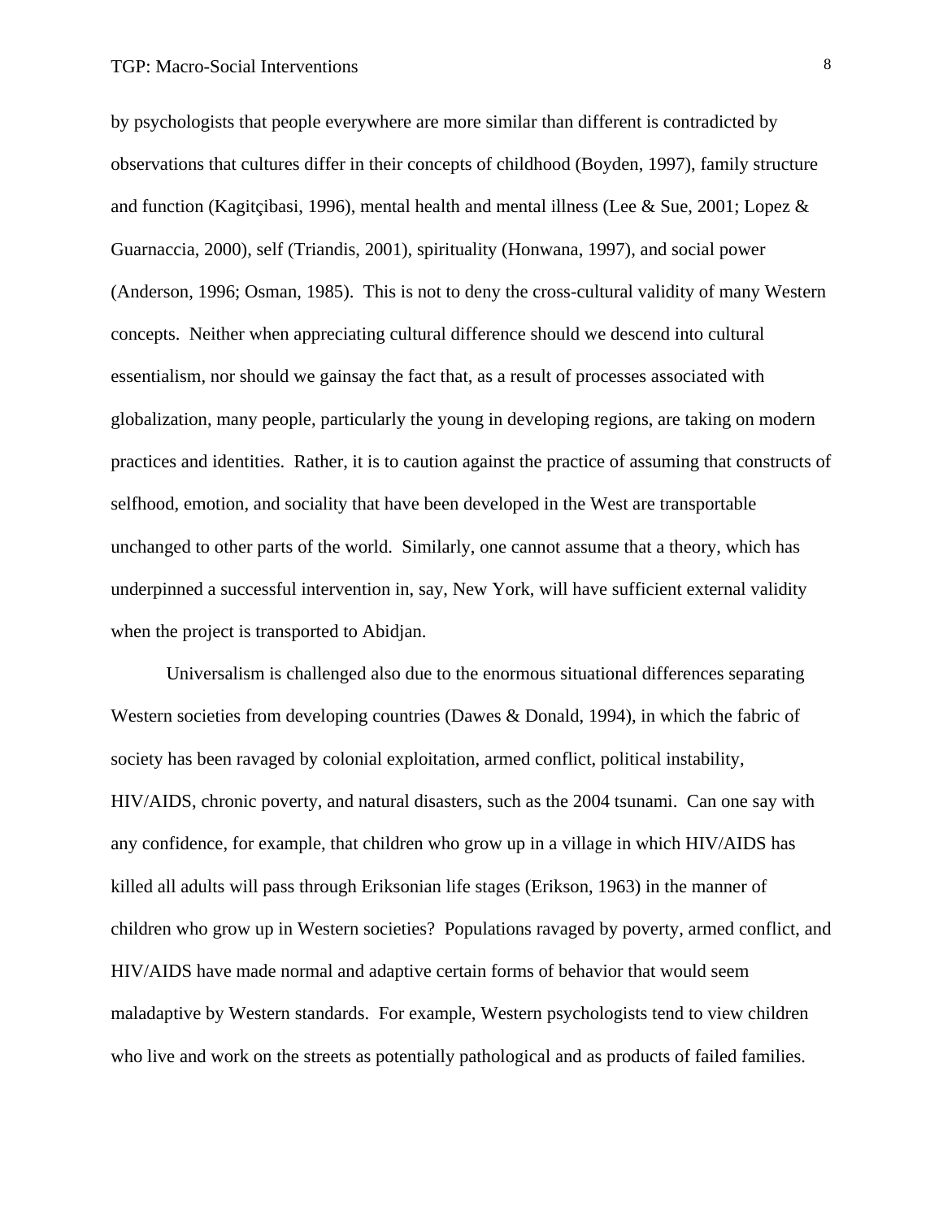by psychologists that people everywhere are more similar than different is contradicted by observations that cultures differ in their concepts of childhood (Boyden, 1997), family structure and function (Kagitçibasi, 1996), mental health and mental illness (Lee & Sue, 2001; Lopez & Guarnaccia, 2000), self (Triandis, 2001), spirituality (Honwana, 1997), and social power (Anderson, 1996; Osman, 1985). This is not to deny the cross-cultural validity of many Western concepts. Neither when appreciating cultural difference should we descend into cultural essentialism, nor should we gainsay the fact that, as a result of processes associated with globalization, many people, particularly the young in developing regions, are taking on modern practices and identities. Rather, it is to caution against the practice of assuming that constructs of selfhood, emotion, and sociality that have been developed in the West are transportable unchanged to other parts of the world. Similarly, one cannot assume that a theory, which has underpinned a successful intervention in, say, New York, will have sufficient external validity when the project is transported to Abidjan.

Universalism is challenged also due to the enormous situational differences separating Western societies from developing countries (Dawes & Donald, 1994), in which the fabric of society has been ravaged by colonial exploitation, armed conflict, political instability, HIV/AIDS, chronic poverty, and natural disasters, such as the 2004 tsunami. Can one say with any confidence, for example, that children who grow up in a village in which HIV/AIDS has killed all adults will pass through Eriksonian life stages (Erikson, 1963) in the manner of children who grow up in Western societies? Populations ravaged by poverty, armed conflict, and HIV/AIDS have made normal and adaptive certain forms of behavior that would seem maladaptive by Western standards. For example, Western psychologists tend to view children who live and work on the streets as potentially pathological and as products of failed families.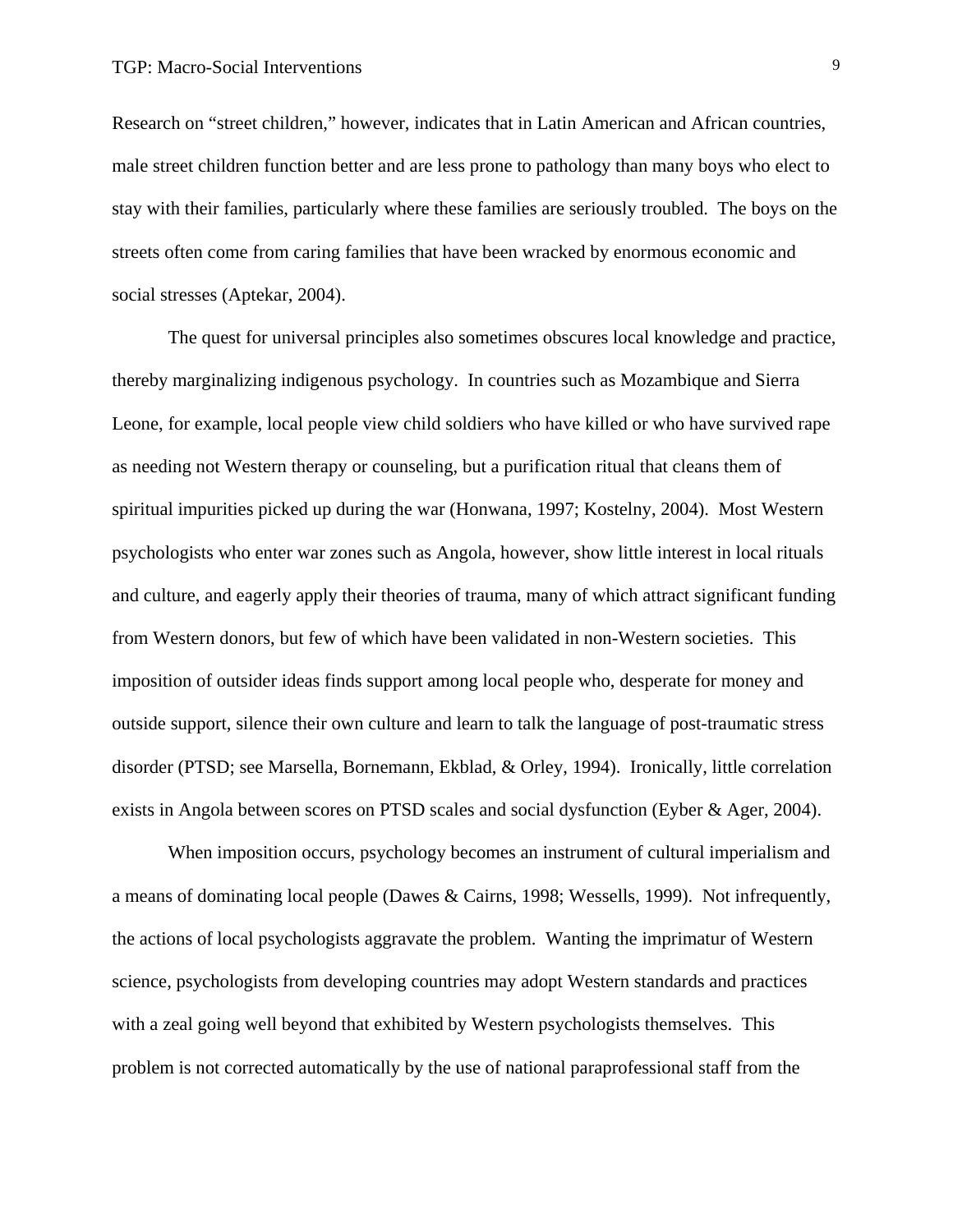Research on "street children," however, indicates that in Latin American and African countries, male street children function better and are less prone to pathology than many boys who elect to stay with their families, particularly where these families are seriously troubled. The boys on the streets often come from caring families that have been wracked by enormous economic and social stresses (Aptekar, 2004).

The quest for universal principles also sometimes obscures local knowledge and practice, thereby marginalizing indigenous psychology. In countries such as Mozambique and Sierra Leone, for example, local people view child soldiers who have killed or who have survived rape as needing not Western therapy or counseling, but a purification ritual that cleans them of spiritual impurities picked up during the war (Honwana, 1997; Kostelny, 2004). Most Western psychologists who enter war zones such as Angola, however, show little interest in local rituals and culture, and eagerly apply their theories of trauma, many of which attract significant funding from Western donors, but few of which have been validated in non-Western societies. This imposition of outsider ideas finds support among local people who, desperate for money and outside support, silence their own culture and learn to talk the language of post-traumatic stress disorder (PTSD; see Marsella, Bornemann, Ekblad, & Orley, 1994). Ironically, little correlation exists in Angola between scores on PTSD scales and social dysfunction (Eyber & Ager, 2004).

When imposition occurs, psychology becomes an instrument of cultural imperialism and a means of dominating local people (Dawes & Cairns, 1998; Wessells, 1999). Not infrequently, the actions of local psychologists aggravate the problem. Wanting the imprimatur of Western science, psychologists from developing countries may adopt Western standards and practices with a zeal going well beyond that exhibited by Western psychologists themselves. This problem is not corrected automatically by the use of national paraprofessional staff from the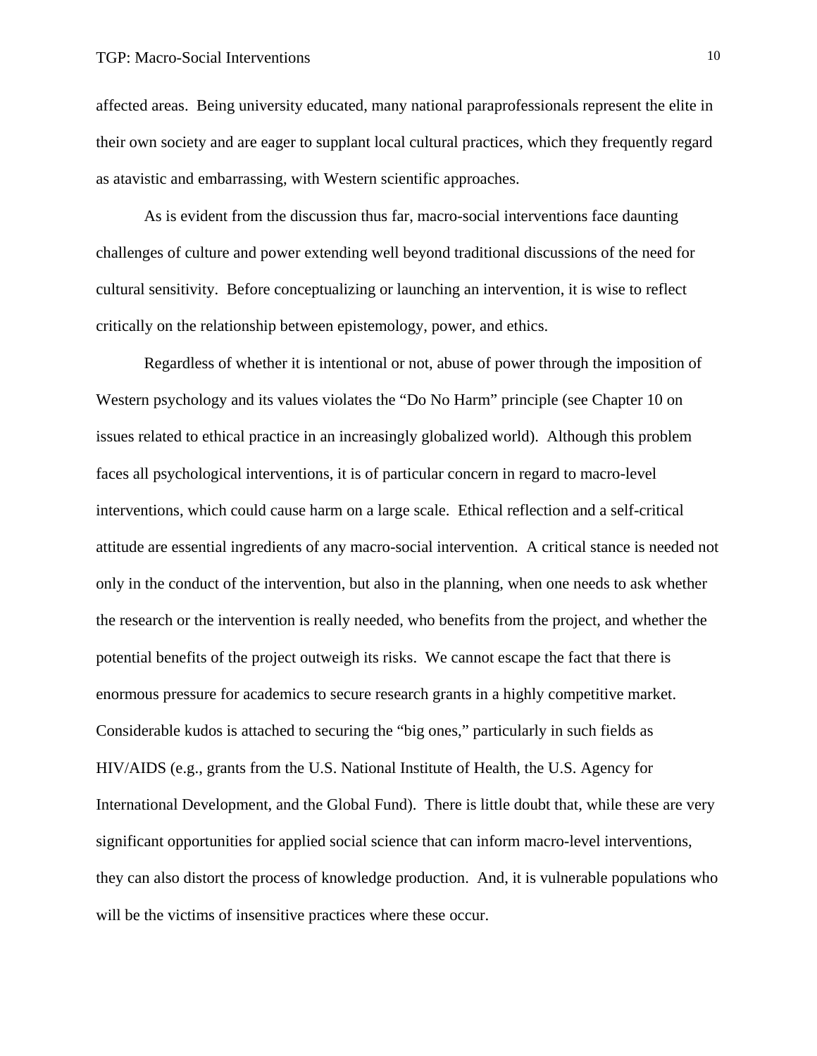affected areas. Being university educated, many national paraprofessionals represent the elite in their own society and are eager to supplant local cultural practices, which they frequently regard as atavistic and embarrassing, with Western scientific approaches.

As is evident from the discussion thus far, macro-social interventions face daunting challenges of culture and power extending well beyond traditional discussions of the need for cultural sensitivity. Before conceptualizing or launching an intervention, it is wise to reflect critically on the relationship between epistemology, power, and ethics.

Regardless of whether it is intentional or not, abuse of power through the imposition of Western psychology and its values violates the "Do No Harm" principle (see Chapter 10 on issues related to ethical practice in an increasingly globalized world). Although this problem faces all psychological interventions, it is of particular concern in regard to macro-level interventions, which could cause harm on a large scale. Ethical reflection and a self-critical attitude are essential ingredients of any macro-social intervention. A critical stance is needed not only in the conduct of the intervention, but also in the planning, when one needs to ask whether the research or the intervention is really needed, who benefits from the project, and whether the potential benefits of the project outweigh its risks. We cannot escape the fact that there is enormous pressure for academics to secure research grants in a highly competitive market. Considerable kudos is attached to securing the "big ones," particularly in such fields as HIV/AIDS (e.g., grants from the U.S. National Institute of Health, the U.S. Agency for International Development, and the Global Fund). There is little doubt that, while these are very significant opportunities for applied social science that can inform macro-level interventions, they can also distort the process of knowledge production. And, it is vulnerable populations who will be the victims of insensitive practices where these occur.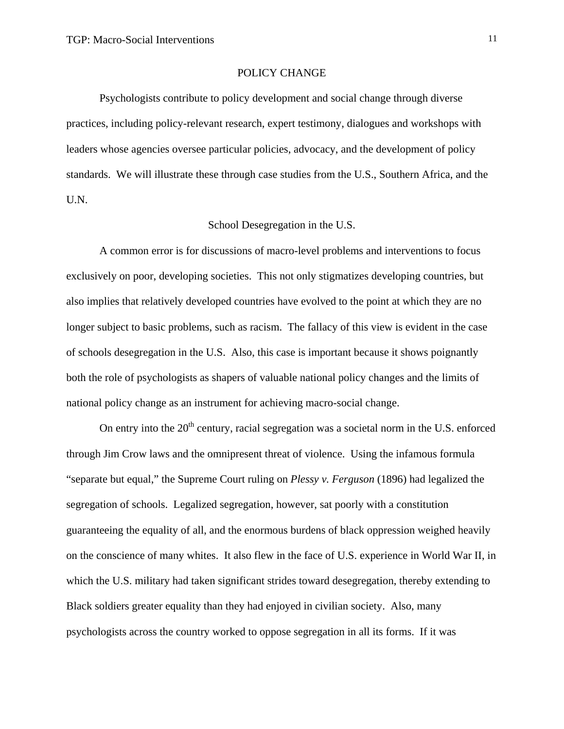## POLICY CHANGE

Psychologists contribute to policy development and social change through diverse practices, including policy-relevant research, expert testimony, dialogues and workshops with leaders whose agencies oversee particular policies, advocacy, and the development of policy standards. We will illustrate these through case studies from the U.S., Southern Africa, and the U.N.

### School Desegregation in the U.S.

A common error is for discussions of macro-level problems and interventions to focus exclusively on poor, developing societies. This not only stigmatizes developing countries, but also implies that relatively developed countries have evolved to the point at which they are no longer subject to basic problems, such as racism. The fallacy of this view is evident in the case of schools desegregation in the U.S. Also, this case is important because it shows poignantly both the role of psychologists as shapers of valuable national policy changes and the limits of national policy change as an instrument for achieving macro-social change.

On entry into the 20th century, racial segregation was a societal norm in the U.S. enforced through Jim Crow laws and the omnipresent threat of violence. Using the infamous formula "separate but equal," the Supreme Court ruling on *Plessy v. Ferguson* (1896) had legalized the segregation of schools. Legalized segregation, however, sat poorly with a constitution guaranteeing the equality of all, and the enormous burdens of black oppression weighed heavily on the conscience of many whites. It also flew in the face of U.S. experience in World War II, in which the U.S. military had taken significant strides toward desegregation, thereby extending to Black soldiers greater equality than they had enjoyed in civilian society. Also, many psychologists across the country worked to oppose segregation in all its forms. If it was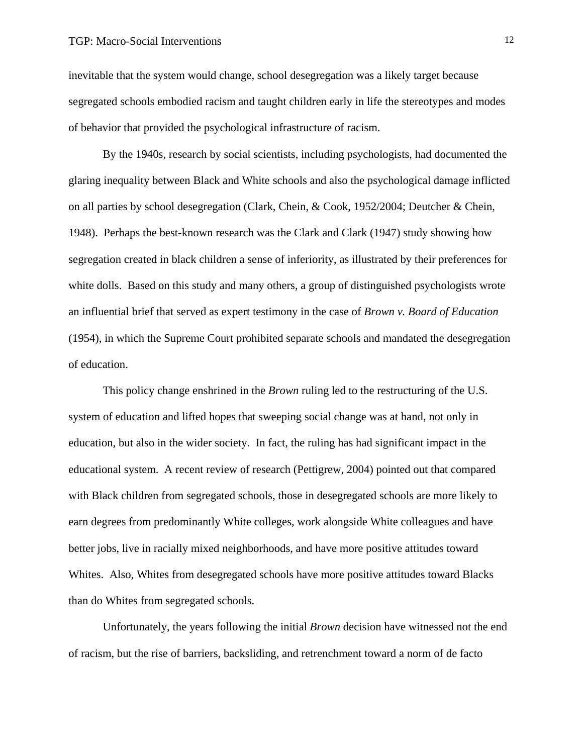inevitable that the system would change, school desegregation was a likely target because segregated schools embodied racism and taught children early in life the stereotypes and modes of behavior that provided the psychological infrastructure of racism.

By the 1940s, research by social scientists, including psychologists, had documented the glaring inequality between Black and White schools and also the psychological damage inflicted on all parties by school desegregation (Clark, Chein, & Cook, 1952/2004; Deutcher & Chein, 1948). Perhaps the best-known research was the Clark and Clark (1947) study showing how segregation created in black children a sense of inferiority, as illustrated by their preferences for white dolls. Based on this study and many others, a group of distinguished psychologists wrote an influential brief that served as expert testimony in the case of *Brown v. Board of Education* (1954), in which the Supreme Court prohibited separate schools and mandated the desegregation of education.

This policy change enshrined in the *Brown* ruling led to the restructuring of the U.S. system of education and lifted hopes that sweeping social change was at hand, not only in education, but also in the wider society. In fact, the ruling has had significant impact in the educational system. A recent review of research (Pettigrew, 2004) pointed out that compared with Black children from segregated schools, those in desegregated schools are more likely to earn degrees from predominantly White colleges, work alongside White colleagues and have better jobs, live in racially mixed neighborhoods, and have more positive attitudes toward Whites. Also, Whites from desegregated schools have more positive attitudes toward Blacks than do Whites from segregated schools.

Unfortunately, the years following the initial *Brown* decision have witnessed not the end of racism, but the rise of barriers, backsliding, and retrenchment toward a norm of de facto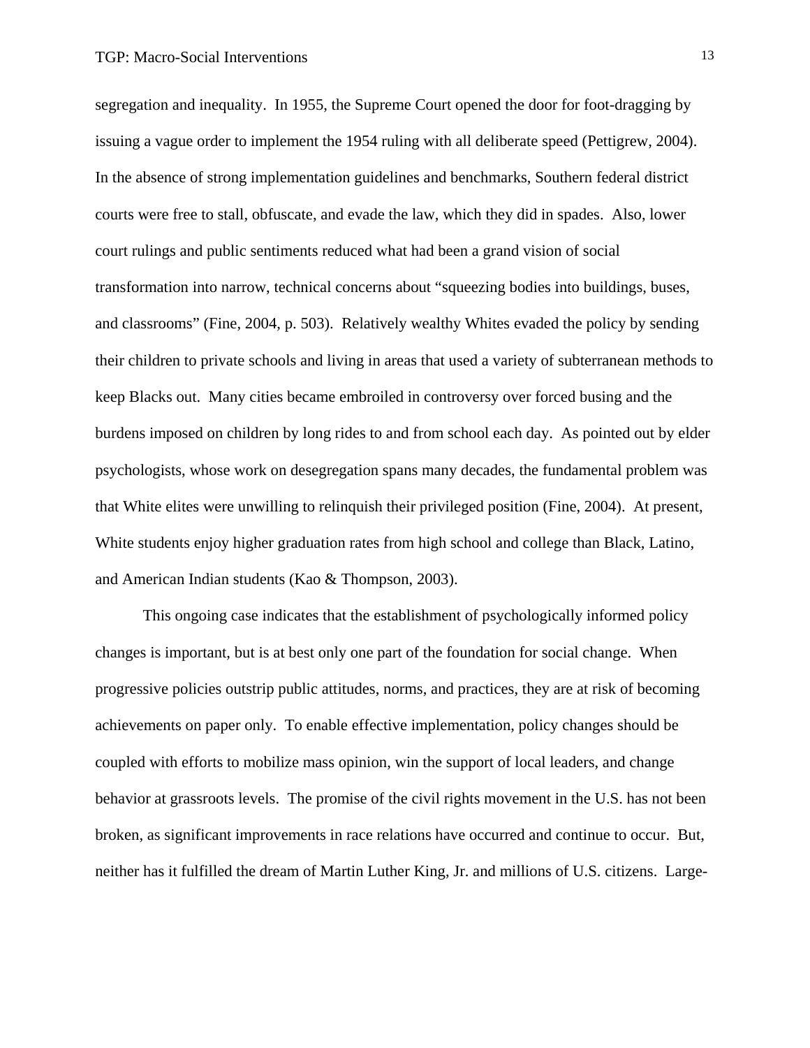segregation and inequality. In 1955, the Supreme Court opened the door for foot-dragging by issuing a vague order to implement the 1954 ruling with all deliberate speed (Pettigrew, 2004). In the absence of strong implementation guidelines and benchmarks, Southern federal district courts were free to stall, obfuscate, and evade the law, which they did in spades. Also, lower court rulings and public sentiments reduced what had been a grand vision of social transformation into narrow, technical concerns about "squeezing bodies into buildings, buses, and classrooms" (Fine, 2004, p. 503). Relatively wealthy Whites evaded the policy by sending their children to private schools and living in areas that used a variety of subterranean methods to keep Blacks out. Many cities became embroiled in controversy over forced busing and the burdens imposed on children by long rides to and from school each day. As pointed out by elder psychologists, whose work on desegregation spans many decades, the fundamental problem was that White elites were unwilling to relinquish their privileged position (Fine, 2004). At present, White students enjoy higher graduation rates from high school and college than Black, Latino, and American Indian students (Kao & Thompson, 2003).

This ongoing case indicates that the establishment of psychologically informed policy changes is important, but is at best only one part of the foundation for social change. When progressive policies outstrip public attitudes, norms, and practices, they are at risk of becoming achievements on paper only. To enable effective implementation, policy changes should be coupled with efforts to mobilize mass opinion, win the support of local leaders, and change behavior at grassroots levels. The promise of the civil rights movement in the U.S. has not been broken, as significant improvements in race relations have occurred and continue to occur. But, neither has it fulfilled the dream of Martin Luther King, Jr. and millions of U.S. citizens. Large-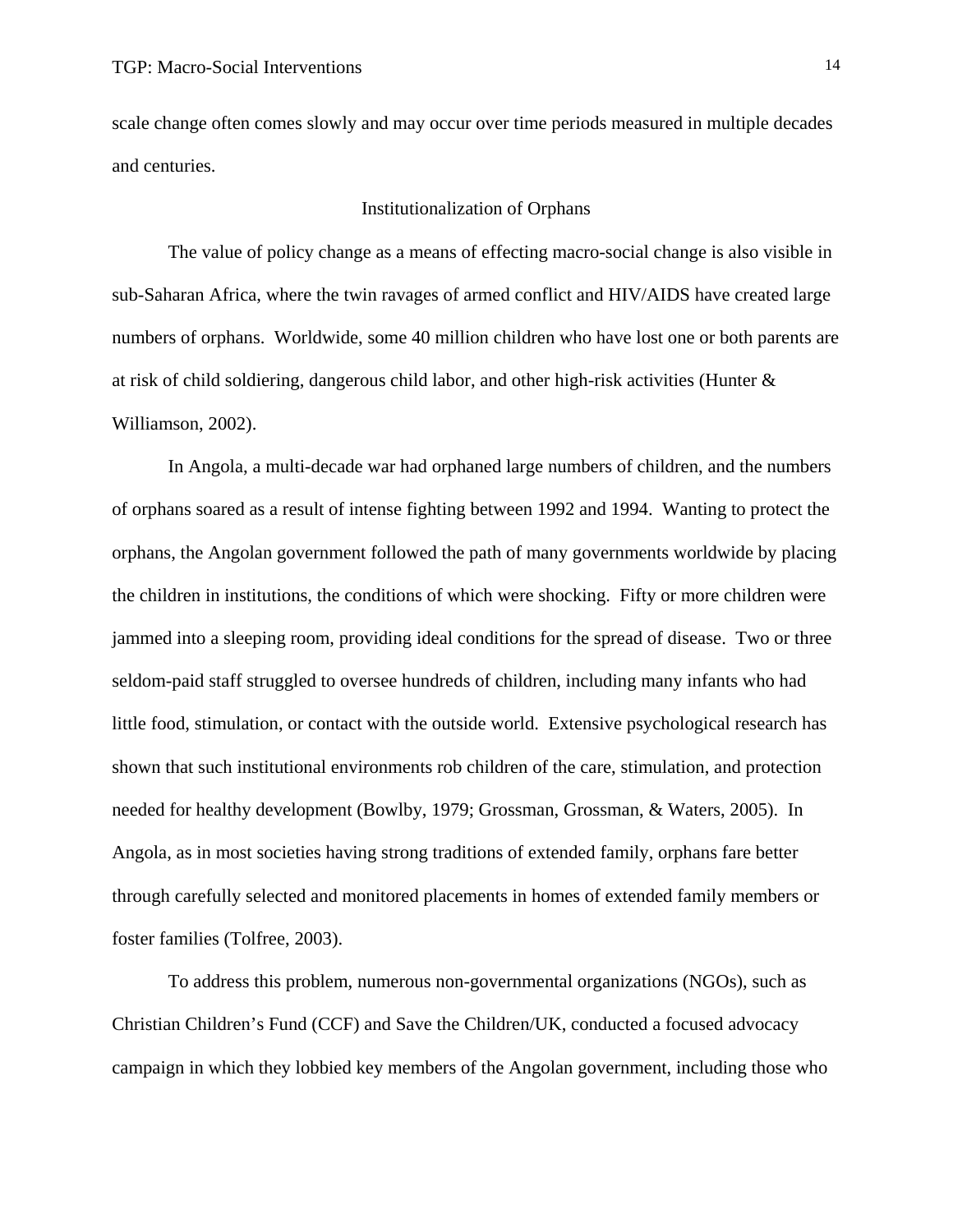scale change often comes slowly and may occur over time periods measured in multiple decades and centuries.

## Institutionalization of Orphans

The value of policy change as a means of effecting macro-social change is also visible in sub-Saharan Africa, where the twin ravages of armed conflict and HIV/AIDS have created large numbers of orphans. Worldwide, some 40 million children who have lost one or both parents are at risk of child soldiering, dangerous child labor, and other high-risk activities (Hunter & Williamson, 2002).

In Angola, a multi-decade war had orphaned large numbers of children, and the numbers of orphans soared as a result of intense fighting between 1992 and 1994. Wanting to protect the orphans, the Angolan government followed the path of many governments worldwide by placing the children in institutions, the conditions of which were shocking. Fifty or more children were jammed into a sleeping room, providing ideal conditions for the spread of disease. Two or three seldom-paid staff struggled to oversee hundreds of children, including many infants who had little food, stimulation, or contact with the outside world. Extensive psychological research has shown that such institutional environments rob children of the care, stimulation, and protection needed for healthy development (Bowlby, 1979; Grossman, Grossman, & Waters, 2005). In Angola, as in most societies having strong traditions of extended family, orphans fare better through carefully selected and monitored placements in homes of extended family members or foster families (Tolfree, 2003).

To address this problem, numerous non-governmental organizations (NGOs), such as Christian Children's Fund (CCF) and Save the Children/UK, conducted a focused advocacy campaign in which they lobbied key members of the Angolan government, including those who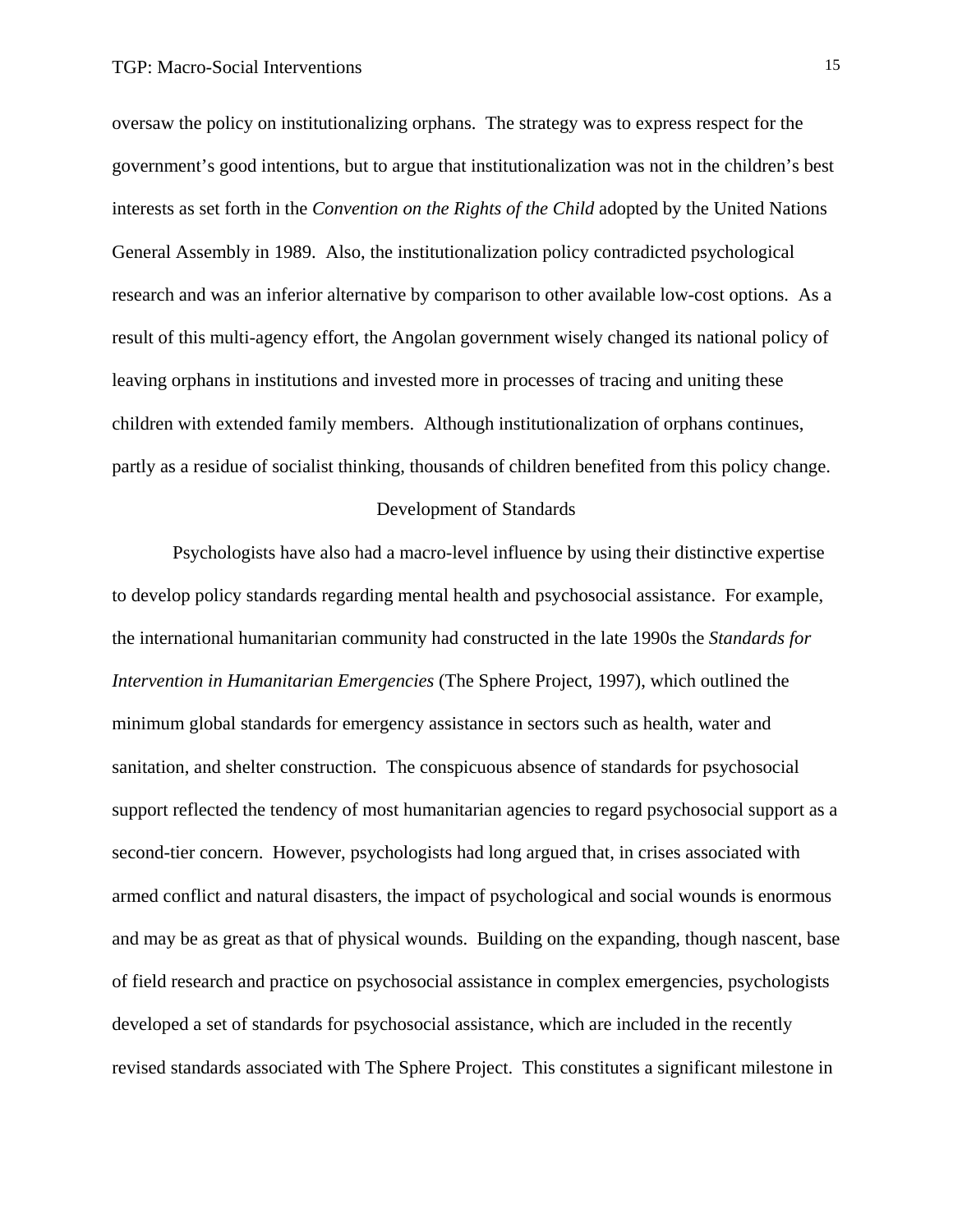oversaw the policy on institutionalizing orphans.  The strategy was to express respect for the government's good intentions, but to argue that institutionalization was not in the children's best interests as set forth in the *Convention on the Rights of the Child* adopted by the United Nations General Assembly in 1989.  Also, the institutionalization policy contradicted psychological research and was an inferior alternative by comparison to other available low-cost options.  As a result of this multi-agency effort, the Angolan government wisely changed its national policy of leaving orphans in institutions and invested more in processes of tracing and uniting these children with extended family members.  Although institutionalization of orphans continues, partly as a residue of socialist thinking, thousands of children benefited from this policy change.

## Development of Standards

Psychologists have also had a macro-level influence by using their distinctive expertise to develop policy standards regarding mental health and psychosocial assistance.  For example, the international humanitarian community had constructed in the late 1990s the *Standards for Intervention in Humanitarian Emergencies* (The Sphere Project, 1997), which outlined the minimum global standards for emergency assistance in sectors such as health, water and sanitation, and shelter construction.  The conspicuous absence of standards for psychosocial support reflected the tendency of most humanitarian agencies to regard psychosocial support as a second-tier concern.  However, psychologists had long argued that, in crises associated with armed conflict and natural disasters, the impact of psychological and social wounds is enormous and may be as great as that of physical wounds.  Building on the expanding, though nascent, base of field research and practice on psychosocial assistance in complex emergencies, psychologists developed a set of standards for psychosocial assistance, which are included in the recently revised standards associated with The Sphere Project.  This constitutes a significant milestone in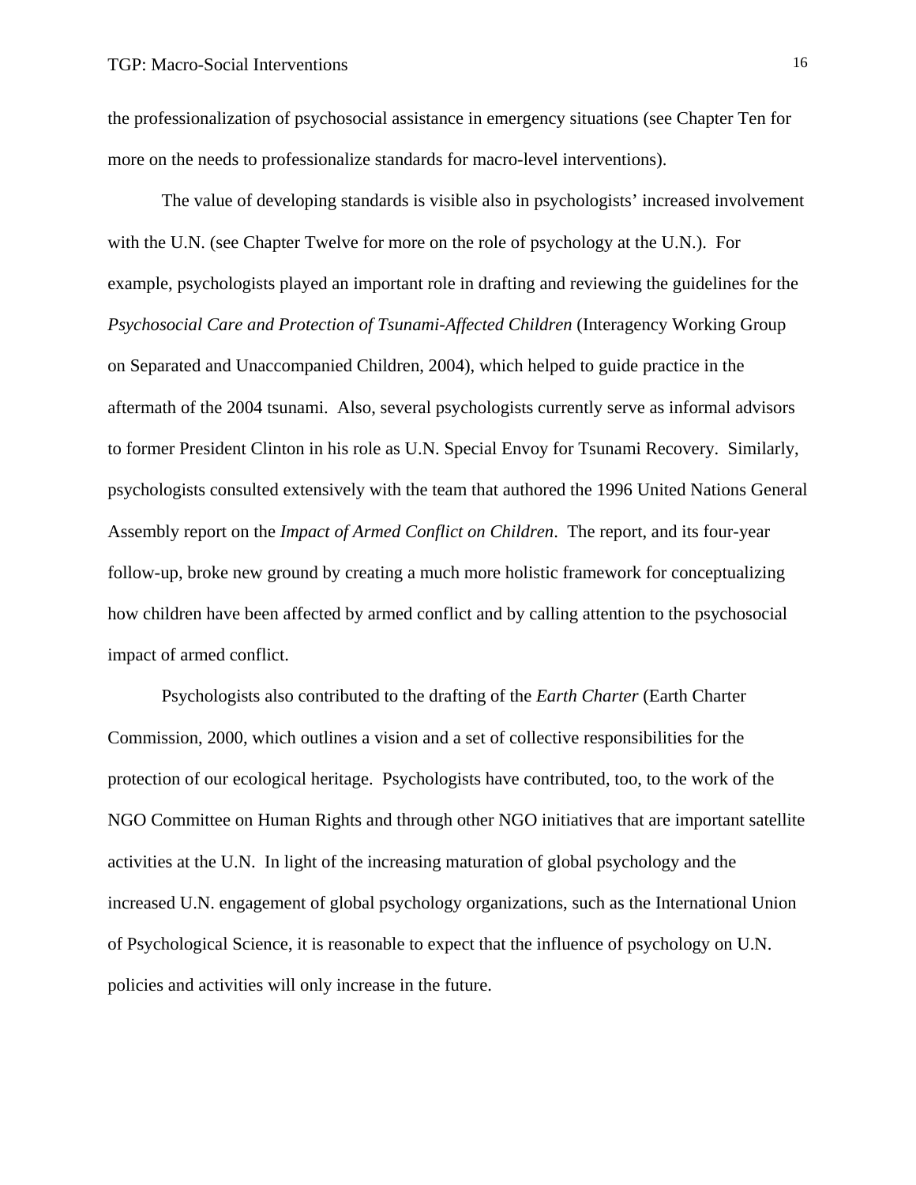the professionalization of psychosocial assistance in emergency situations (see Chapter Ten for more on the needs to professionalize standards for macro-level interventions).

The value of developing standards is visible also in psychologists' increased involvement with the U.N. (see Chapter Twelve for more on the role of psychology at the U.N.). For example, psychologists played an important role in drafting and reviewing the guidelines for the *Psychosocial Care and Protection of Tsunami-Affected Children* (Interagency Working Group on Separated and Unaccompanied Children, 2004), which helped to guide practice in the aftermath of the 2004 tsunami. Also, several psychologists currently serve as informal advisors to former President Clinton in his role as U.N. Special Envoy for Tsunami Recovery. Similarly, psychologists consulted extensively with the team that authored the 1996 United Nations General Assembly report on the *Impact of Armed Conflict on Children*. The report, and its four-year follow-up, broke new ground by creating a much more holistic framework for conceptualizing how children have been affected by armed conflict and by calling attention to the psychosocial impact of armed conflict.

Psychologists also contributed to the drafting of the *Earth Charter* (Earth Charter Commission, 2000, which outlines a vision and a set of collective responsibilities for the protection of our ecological heritage. Psychologists have contributed, too, to the work of the NGO Committee on Human Rights and through other NGO initiatives that are important satellite activities at the U.N. In light of the increasing maturation of global psychology and the increased U.N. engagement of global psychology organizations, such as the International Union of Psychological Science, it is reasonable to expect that the influence of psychology on U.N. policies and activities will only increase in the future.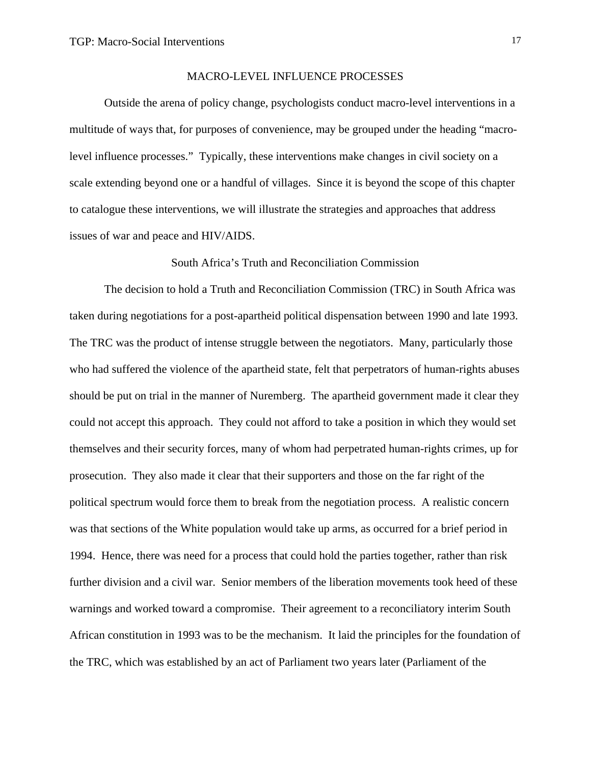## MACRO-LEVEL INFLUENCE PROCESSES

Outside the arena of policy change, psychologists conduct macro-level interventions in a multitude of ways that, for purposes of convenience, may be grouped under the heading "macro-level influence processes." Typically, these interventions make changes in civil society on a scale extending beyond one or a handful of villages. Since it is beyond the scope of this chapter to catalogue these interventions, we will illustrate the strategies and approaches that address issues of war and peace and HIV/AIDS.

### South Africa's Truth and Reconciliation Commission

The decision to hold a Truth and Reconciliation Commission (TRC) in South Africa was taken during negotiations for a post-apartheid political dispensation between 1990 and late 1993. The TRC was the product of intense struggle between the negotiators. Many, particularly those who had suffered the violence of the apartheid state, felt that perpetrators of human-rights abuses should be put on trial in the manner of Nuremberg. The apartheid government made it clear they could not accept this approach. They could not afford to take a position in which they would set themselves and their security forces, many of whom had perpetrated human-rights crimes, up for prosecution. They also made it clear that their supporters and those on the far right of the political spectrum would force them to break from the negotiation process. A realistic concern was that sections of the White population would take up arms, as occurred for a brief period in 1994. Hence, there was need for a process that could hold the parties together, rather than risk further division and a civil war. Senior members of the liberation movements took heed of these warnings and worked toward a compromise. Their agreement to a reconciliatory interim South African constitution in 1993 was to be the mechanism. It laid the principles for the foundation of the TRC, which was established by an act of Parliament two years later (Parliament of the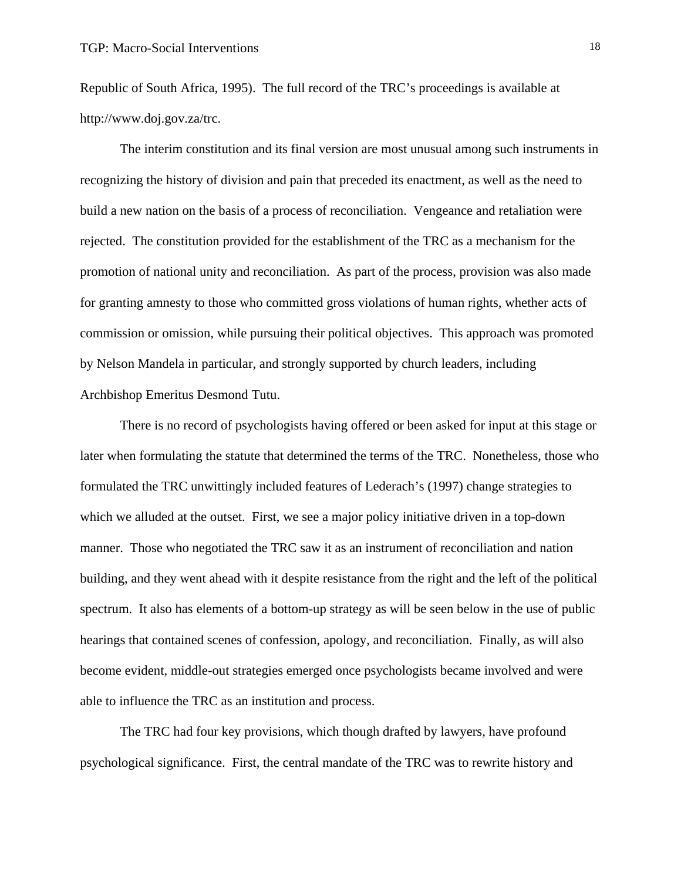Republic of South Africa, 1995). The full record of the TRC's proceedings is available at http://www.doj.gov.za/trc.

The interim constitution and its final version are most unusual among such instruments in recognizing the history of division and pain that preceded its enactment, as well as the need to build a new nation on the basis of a process of reconciliation. Vengeance and retaliation were rejected. The constitution provided for the establishment of the TRC as a mechanism for the promotion of national unity and reconciliation. As part of the process, provision was also made for granting amnesty to those who committed gross violations of human rights, whether acts of commission or omission, while pursuing their political objectives. This approach was promoted by Nelson Mandela in particular, and strongly supported by church leaders, including Archbishop Emeritus Desmond Tutu.

There is no record of psychologists having offered or been asked for input at this stage or later when formulating the statute that determined the terms of the TRC. Nonetheless, those who formulated the TRC unwittingly included features of Lederach's (1997) change strategies to which we alluded at the outset. First, we see a major policy initiative driven in a top-down manner. Those who negotiated the TRC saw it as an instrument of reconciliation and nation building, and they went ahead with it despite resistance from the right and the left of the political spectrum. It also has elements of a bottom-up strategy as will be seen below in the use of public hearings that contained scenes of confession, apology, and reconciliation. Finally, as will also become evident, middle-out strategies emerged once psychologists became involved and were able to influence the TRC as an institution and process.

The TRC had four key provisions, which though drafted by lawyers, have profound psychological significance. First, the central mandate of the TRC was to rewrite history and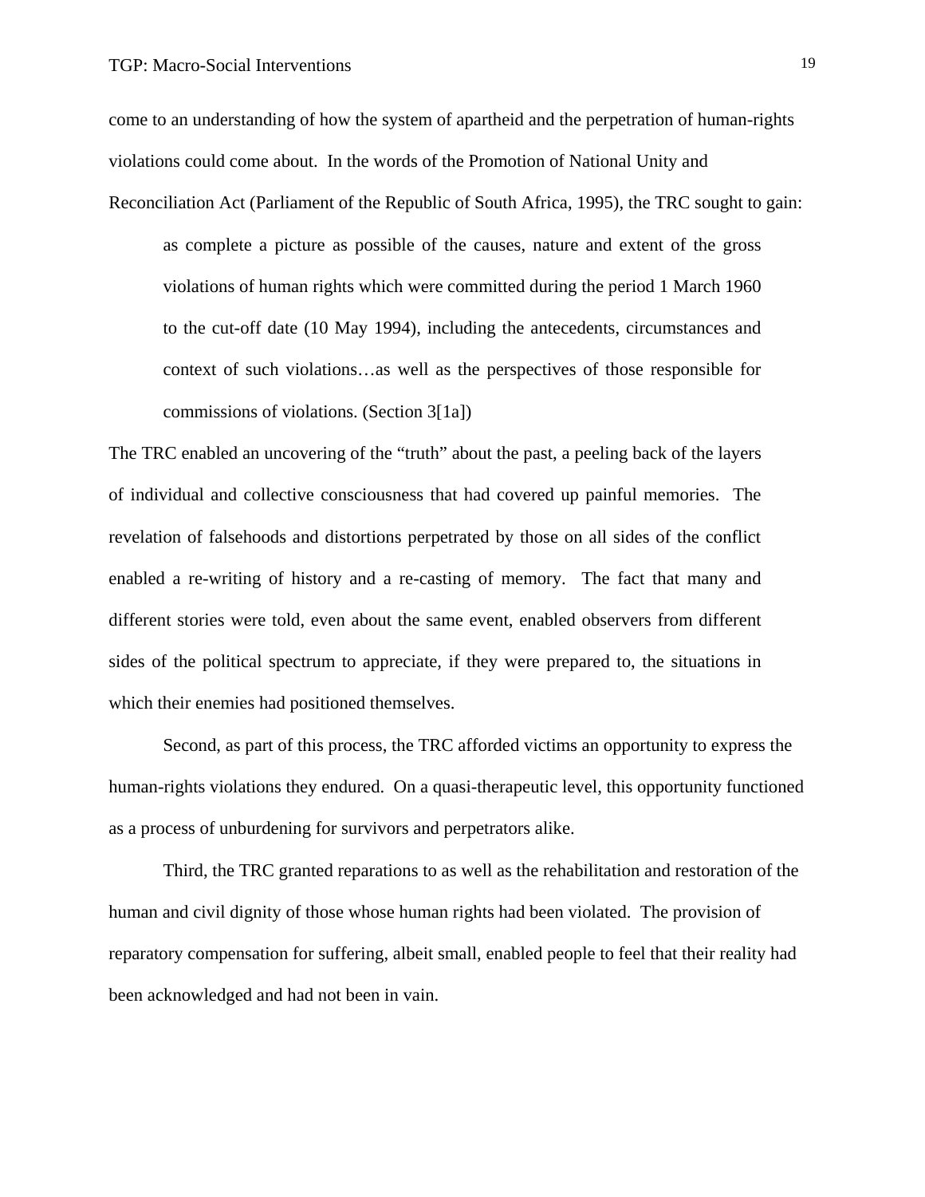come to an understanding of how the system of apartheid and the perpetration of human-rights violations could come about. In the words of the Promotion of National Unity and Reconciliation Act (Parliament of the Republic of South Africa, 1995), the TRC sought to gain:

> as complete a picture as possible of the causes, nature and extent of the gross violations of human rights which were committed during the period 1 March 1960 to the cut-off date (10 May 1994), including the antecedents, circumstances and context of such violations…as well as the perspectives of those responsible for commissions of violations. (Section 3[1a])

The TRC enabled an uncovering of the "truth" about the past, a peeling back of the layers of individual and collective consciousness that had covered up painful memories. The revelation of falsehoods and distortions perpetrated by those on all sides of the conflict enabled a re-writing of history and a re-casting of memory. The fact that many and different stories were told, even about the same event, enabled observers from different sides of the political spectrum to appreciate, if they were prepared to, the situations in which their enemies had positioned themselves.

Second, as part of this process, the TRC afforded victims an opportunity to express the human-rights violations they endured. On a quasi-therapeutic level, this opportunity functioned as a process of unburdening for survivors and perpetrators alike.

Third, the TRC granted reparations to as well as the rehabilitation and restoration of the human and civil dignity of those whose human rights had been violated. The provision of reparatory compensation for suffering, albeit small, enabled people to feel that their reality had been acknowledged and had not been in vain.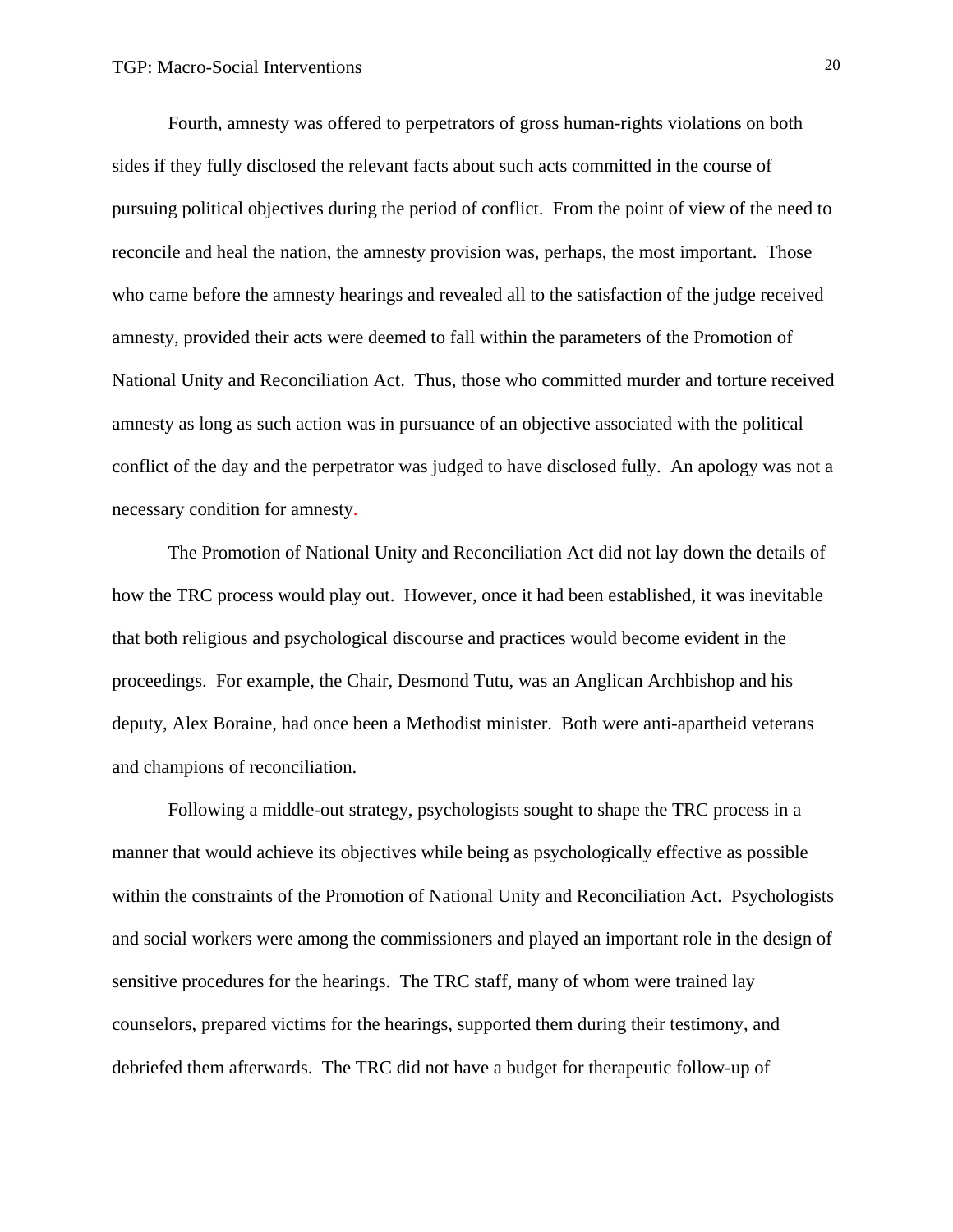Fourth, amnesty was offered to perpetrators of gross human-rights violations on both sides if they fully disclosed the relevant facts about such acts committed in the course of pursuing political objectives during the period of conflict. From the point of view of the need to reconcile and heal the nation, the amnesty provision was, perhaps, the most important. Those who came before the amnesty hearings and revealed all to the satisfaction of the judge received amnesty, provided their acts were deemed to fall within the parameters of the Promotion of National Unity and Reconciliation Act. Thus, those who committed murder and torture received amnesty as long as such action was in pursuance of an objective associated with the political conflict of the day and the perpetrator was judged to have disclosed fully. An apology was not a necessary condition for amnesty.

The Promotion of National Unity and Reconciliation Act did not lay down the details of how the TRC process would play out. However, once it had been established, it was inevitable that both religious and psychological discourse and practices would become evident in the proceedings. For example, the Chair, Desmond Tutu, was an Anglican Archbishop and his deputy, Alex Boraine, had once been a Methodist minister. Both were anti-apartheid veterans and champions of reconciliation.

Following a middle-out strategy, psychologists sought to shape the TRC process in a manner that would achieve its objectives while being as psychologically effective as possible within the constraints of the Promotion of National Unity and Reconciliation Act. Psychologists and social workers were among the commissioners and played an important role in the design of sensitive procedures for the hearings. The TRC staff, many of whom were trained lay counselors, prepared victims for the hearings, supported them during their testimony, and debriefed them afterwards. The TRC did not have a budget for therapeutic follow-up of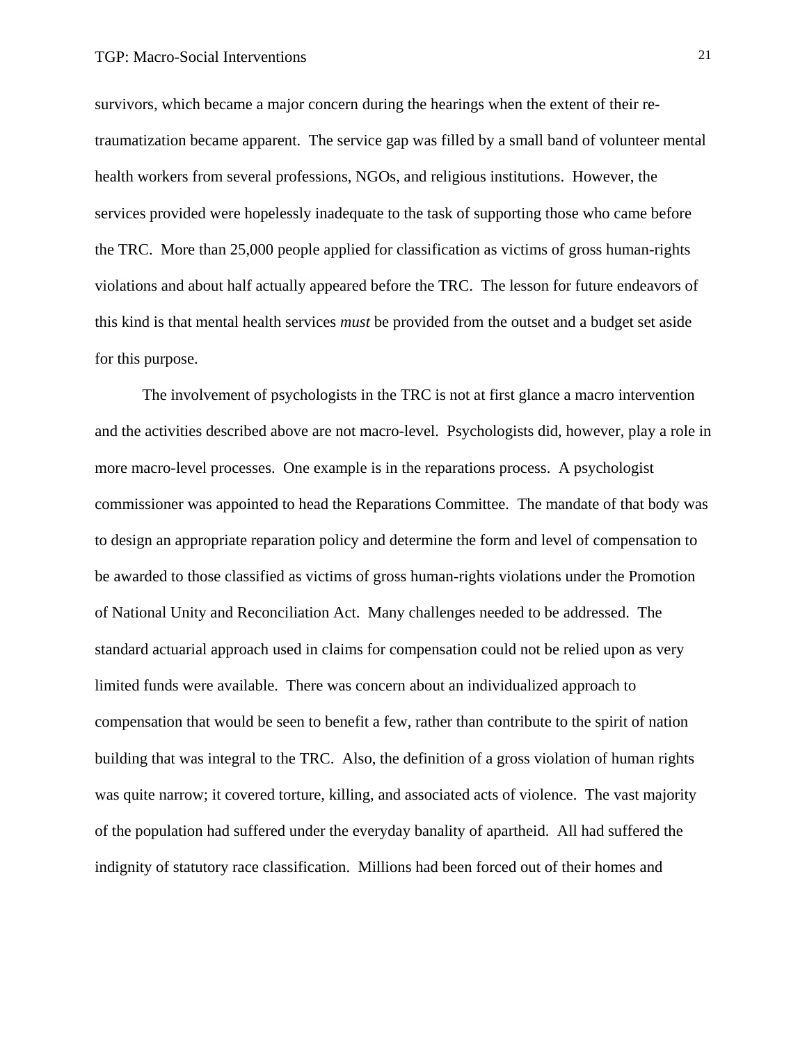survivors, which became a major concern during the hearings when the extent of their re-traumatization became apparent. The service gap was filled by a small band of volunteer mental health workers from several professions, NGOs, and religious institutions. However, the services provided were hopelessly inadequate to the task of supporting those who came before the TRC. More than 25,000 people applied for classification as victims of gross human-rights violations and about half actually appeared before the TRC. The lesson for future endeavors of this kind is that mental health services *must* be provided from the outset and a budget set aside for this purpose.

The involvement of psychologists in the TRC is not at first glance a macro intervention and the activities described above are not macro-level. Psychologists did, however, play a role in more macro-level processes. One example is in the reparations process. A psychologist commissioner was appointed to head the Reparations Committee. The mandate of that body was to design an appropriate reparation policy and determine the form and level of compensation to be awarded to those classified as victims of gross human-rights violations under the Promotion of National Unity and Reconciliation Act. Many challenges needed to be addressed. The standard actuarial approach used in claims for compensation could not be relied upon as very limited funds were available. There was concern about an individualized approach to compensation that would be seen to benefit a few, rather than contribute to the spirit of nation building that was integral to the TRC. Also, the definition of a gross violation of human rights was quite narrow; it covered torture, killing, and associated acts of violence. The vast majority of the population had suffered under the everyday banality of apartheid. All had suffered the indignity of statutory race classification. Millions had been forced out of their homes and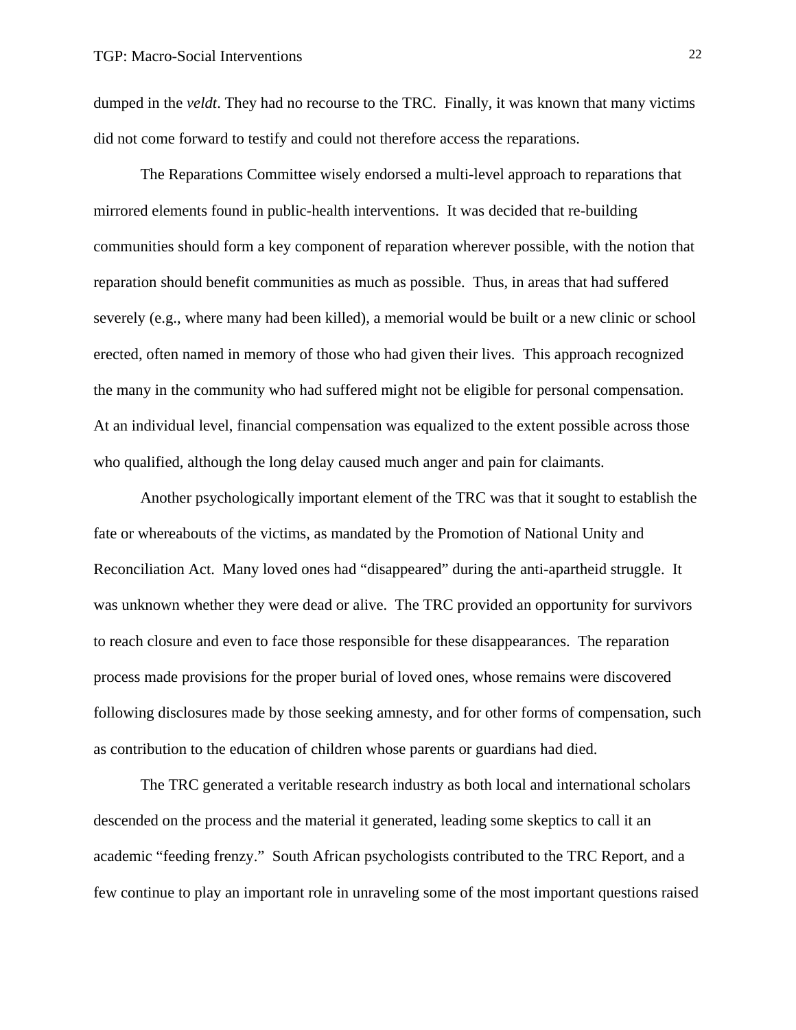dumped in the *veldt*. They had no recourse to the TRC. Finally, it was known that many victims did not come forward to testify and could not therefore access the reparations.

The Reparations Committee wisely endorsed a multi-level approach to reparations that mirrored elements found in public-health interventions. It was decided that re-building communities should form a key component of reparation wherever possible, with the notion that reparation should benefit communities as much as possible. Thus, in areas that had suffered severely (e.g., where many had been killed), a memorial would be built or a new clinic or school erected, often named in memory of those who had given their lives. This approach recognized the many in the community who had suffered might not be eligible for personal compensation. At an individual level, financial compensation was equalized to the extent possible across those who qualified, although the long delay caused much anger and pain for claimants.

Another psychologically important element of the TRC was that it sought to establish the fate or whereabouts of the victims, as mandated by the Promotion of National Unity and Reconciliation Act. Many loved ones had "disappeared" during the anti-apartheid struggle. It was unknown whether they were dead or alive. The TRC provided an opportunity for survivors to reach closure and even to face those responsible for these disappearances. The reparation process made provisions for the proper burial of loved ones, whose remains were discovered following disclosures made by those seeking amnesty, and for other forms of compensation, such as contribution to the education of children whose parents or guardians had died.

The TRC generated a veritable research industry as both local and international scholars descended on the process and the material it generated, leading some skeptics to call it an academic "feeding frenzy." South African psychologists contributed to the TRC Report, and a few continue to play an important role in unraveling some of the most important questions raised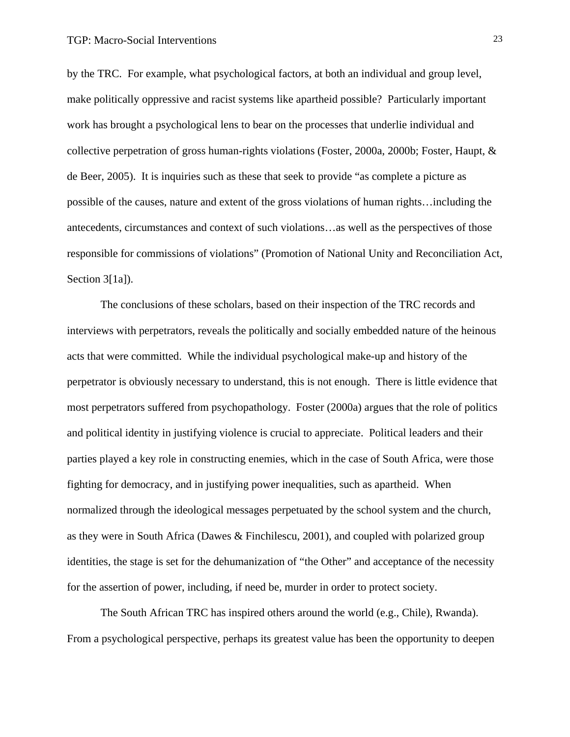by the TRC. For example, what psychological factors, at both an individual and group level, make politically oppressive and racist systems like apartheid possible? Particularly important work has brought a psychological lens to bear on the processes that underlie individual and collective perpetration of gross human-rights violations (Foster, 2000a, 2000b; Foster, Haupt, & de Beer, 2005). It is inquiries such as these that seek to provide "as complete a picture as possible of the causes, nature and extent of the gross violations of human rights…including the antecedents, circumstances and context of such violations…as well as the perspectives of those responsible for commissions of violations" (Promotion of National Unity and Reconciliation Act, Section 3[1a]).

The conclusions of these scholars, based on their inspection of the TRC records and interviews with perpetrators, reveals the politically and socially embedded nature of the heinous acts that were committed. While the individual psychological make-up and history of the perpetrator is obviously necessary to understand, this is not enough. There is little evidence that most perpetrators suffered from psychopathology. Foster (2000a) argues that the role of politics and political identity in justifying violence is crucial to appreciate. Political leaders and their parties played a key role in constructing enemies, which in the case of South Africa, were those fighting for democracy, and in justifying power inequalities, such as apartheid. When normalized through the ideological messages perpetuated by the school system and the church, as they were in South Africa (Dawes & Finchilescu, 2001), and coupled with polarized group identities, the stage is set for the dehumanization of "the Other" and acceptance of the necessity for the assertion of power, including, if need be, murder in order to protect society.

The South African TRC has inspired others around the world (e.g., Chile), Rwanda). From a psychological perspective, perhaps its greatest value has been the opportunity to deepen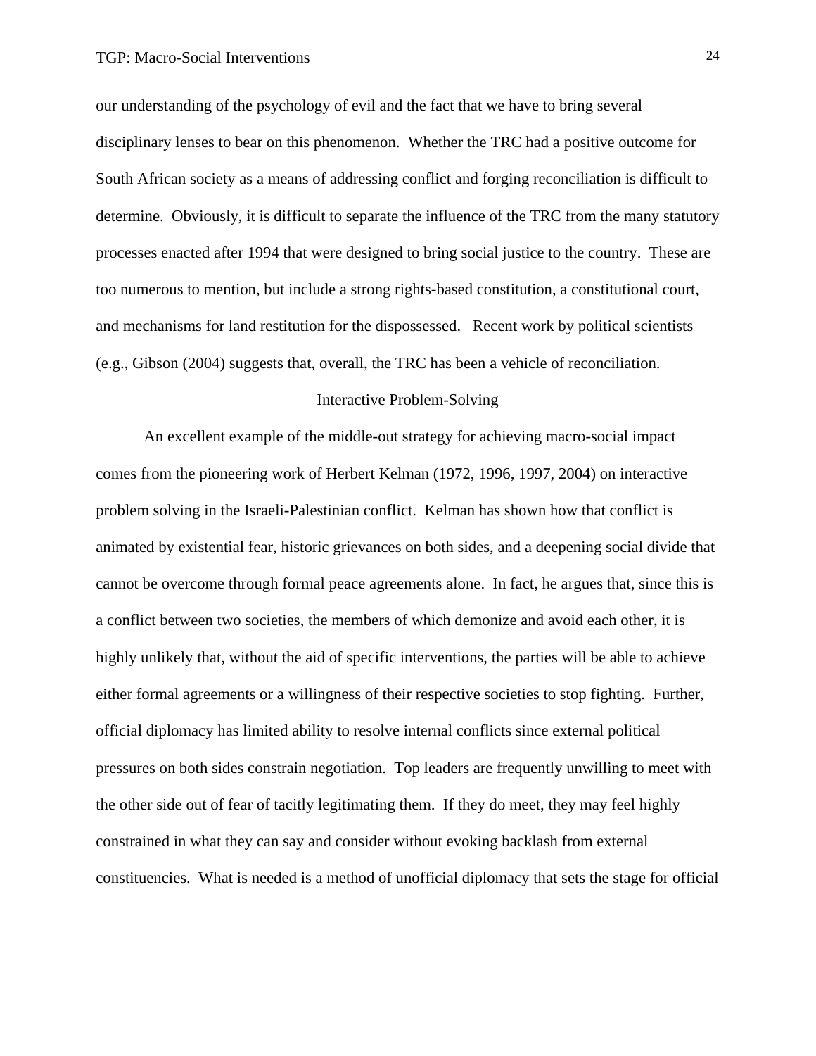our understanding of the psychology of evil and the fact that we have to bring several disciplinary lenses to bear on this phenomenon. Whether the TRC had a positive outcome for South African society as a means of addressing conflict and forging reconciliation is difficult to determine. Obviously, it is difficult to separate the influence of the TRC from the many statutory processes enacted after 1994 that were designed to bring social justice to the country. These are too numerous to mention, but include a strong rights-based constitution, a constitutional court, and mechanisms for land restitution for the dispossessed. Recent work by political scientists (e.g., Gibson (2004) suggests that, overall, the TRC has been a vehicle of reconciliation.

## Interactive Problem-Solving

An excellent example of the middle-out strategy for achieving macro-social impact comes from the pioneering work of Herbert Kelman (1972, 1996, 1997, 2004) on interactive problem solving in the Israeli-Palestinian conflict. Kelman has shown how that conflict is animated by existential fear, historic grievances on both sides, and a deepening social divide that cannot be overcome through formal peace agreements alone. In fact, he argues that, since this is a conflict between two societies, the members of which demonize and avoid each other, it is highly unlikely that, without the aid of specific interventions, the parties will be able to achieve either formal agreements or a willingness of their respective societies to stop fighting. Further, official diplomacy has limited ability to resolve internal conflicts since external political pressures on both sides constrain negotiation. Top leaders are frequently unwilling to meet with the other side out of fear of tacitly legitimating them. If they do meet, they may feel highly constrained in what they can say and consider without evoking backlash from external constituencies. What is needed is a method of unofficial diplomacy that sets the stage for official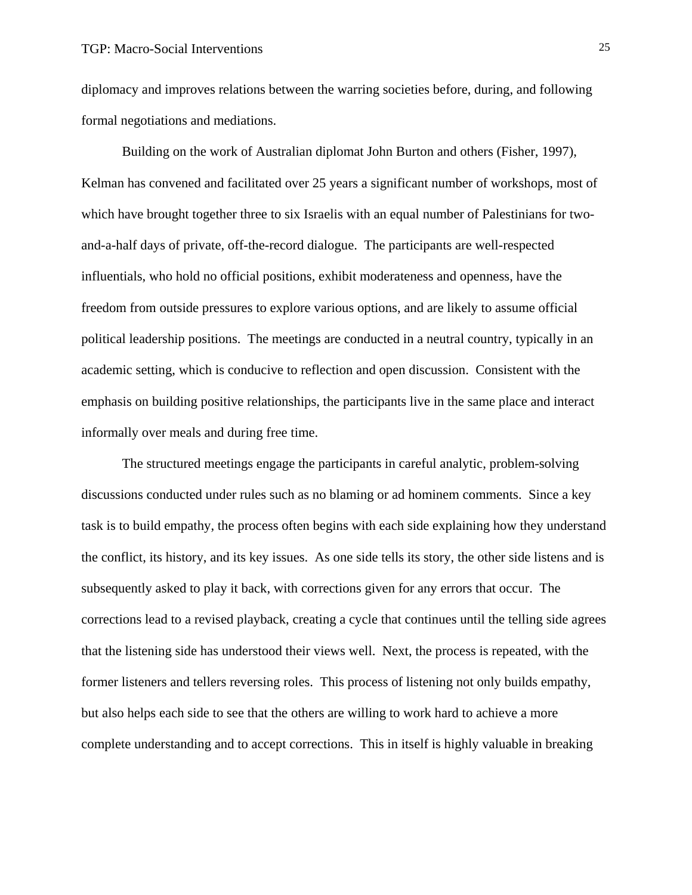diplomacy and improves relations between the warring societies before, during, and following formal negotiations and mediations.

Building on the work of Australian diplomat John Burton and others (Fisher, 1997), Kelman has convened and facilitated over 25 years a significant number of workshops, most of which have brought together three to six Israelis with an equal number of Palestinians for two-and-a-half days of private, off-the-record dialogue. The participants are well-respected influentials, who hold no official positions, exhibit moderateness and openness, have the freedom from outside pressures to explore various options, and are likely to assume official political leadership positions. The meetings are conducted in a neutral country, typically in an academic setting, which is conducive to reflection and open discussion. Consistent with the emphasis on building positive relationships, the participants live in the same place and interact informally over meals and during free time.

The structured meetings engage the participants in careful analytic, problem-solving discussions conducted under rules such as no blaming or ad hominem comments. Since a key task is to build empathy, the process often begins with each side explaining how they understand the conflict, its history, and its key issues. As one side tells its story, the other side listens and is subsequently asked to play it back, with corrections given for any errors that occur. The corrections lead to a revised playback, creating a cycle that continues until the telling side agrees that the listening side has understood their views well. Next, the process is repeated, with the former listeners and tellers reversing roles. This process of listening not only builds empathy, but also helps each side to see that the others are willing to work hard to achieve a more complete understanding and to accept corrections. This in itself is highly valuable in breaking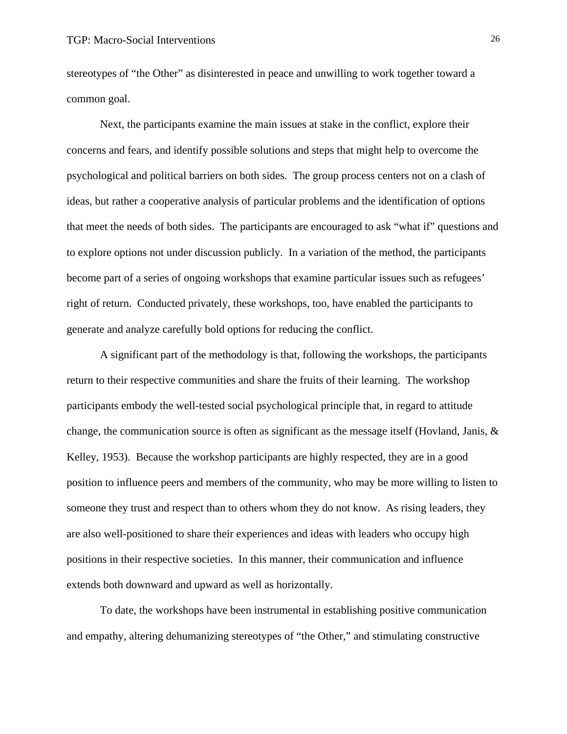stereotypes of "the Other" as disinterested in peace and unwilling to work together toward a common goal.

Next, the participants examine the main issues at stake in the conflict, explore their concerns and fears, and identify possible solutions and steps that might help to overcome the psychological and political barriers on both sides. The group process centers not on a clash of ideas, but rather a cooperative analysis of particular problems and the identification of options that meet the needs of both sides. The participants are encouraged to ask "what if" questions and to explore options not under discussion publicly. In a variation of the method, the participants become part of a series of ongoing workshops that examine particular issues such as refugees' right of return. Conducted privately, these workshops, too, have enabled the participants to generate and analyze carefully bold options for reducing the conflict.

A significant part of the methodology is that, following the workshops, the participants return to their respective communities and share the fruits of their learning. The workshop participants embody the well-tested social psychological principle that, in regard to attitude change, the communication source is often as significant as the message itself (Hovland, Janis, & Kelley, 1953). Because the workshop participants are highly respected, they are in a good position to influence peers and members of the community, who may be more willing to listen to someone they trust and respect than to others whom they do not know. As rising leaders, they are also well-positioned to share their experiences and ideas with leaders who occupy high positions in their respective societies. In this manner, their communication and influence extends both downward and upward as well as horizontally.

To date, the workshops have been instrumental in establishing positive communication and empathy, altering dehumanizing stereotypes of "the Other," and stimulating constructive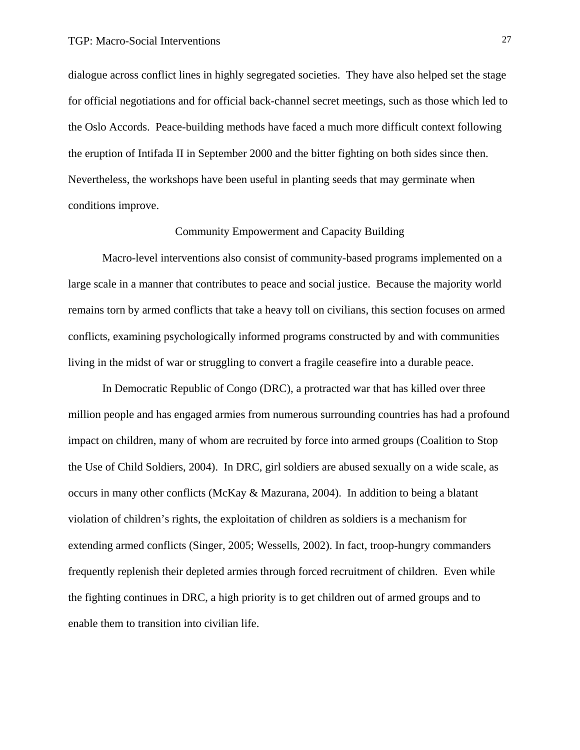dialogue across conflict lines in highly segregated societies. They have also helped set the stage for official negotiations and for official back-channel secret meetings, such as those which led to the Oslo Accords. Peace-building methods have faced a much more difficult context following the eruption of Intifada II in September 2000 and the bitter fighting on both sides since then. Nevertheless, the workshops have been useful in planting seeds that may germinate when conditions improve.

## Community Empowerment and Capacity Building

Macro-level interventions also consist of community-based programs implemented on a large scale in a manner that contributes to peace and social justice. Because the majority world remains torn by armed conflicts that take a heavy toll on civilians, this section focuses on armed conflicts, examining psychologically informed programs constructed by and with communities living in the midst of war or struggling to convert a fragile ceasefire into a durable peace.

In Democratic Republic of Congo (DRC), a protracted war that has killed over three million people and has engaged armies from numerous surrounding countries has had a profound impact on children, many of whom are recruited by force into armed groups (Coalition to Stop the Use of Child Soldiers, 2004). In DRC, girl soldiers are abused sexually on a wide scale, as occurs in many other conflicts (McKay & Mazurana, 2004). In addition to being a blatant violation of children's rights, the exploitation of children as soldiers is a mechanism for extending armed conflicts (Singer, 2005; Wessells, 2002). In fact, troop-hungry commanders frequently replenish their depleted armies through forced recruitment of children. Even while the fighting continues in DRC, a high priority is to get children out of armed groups and to enable them to transition into civilian life.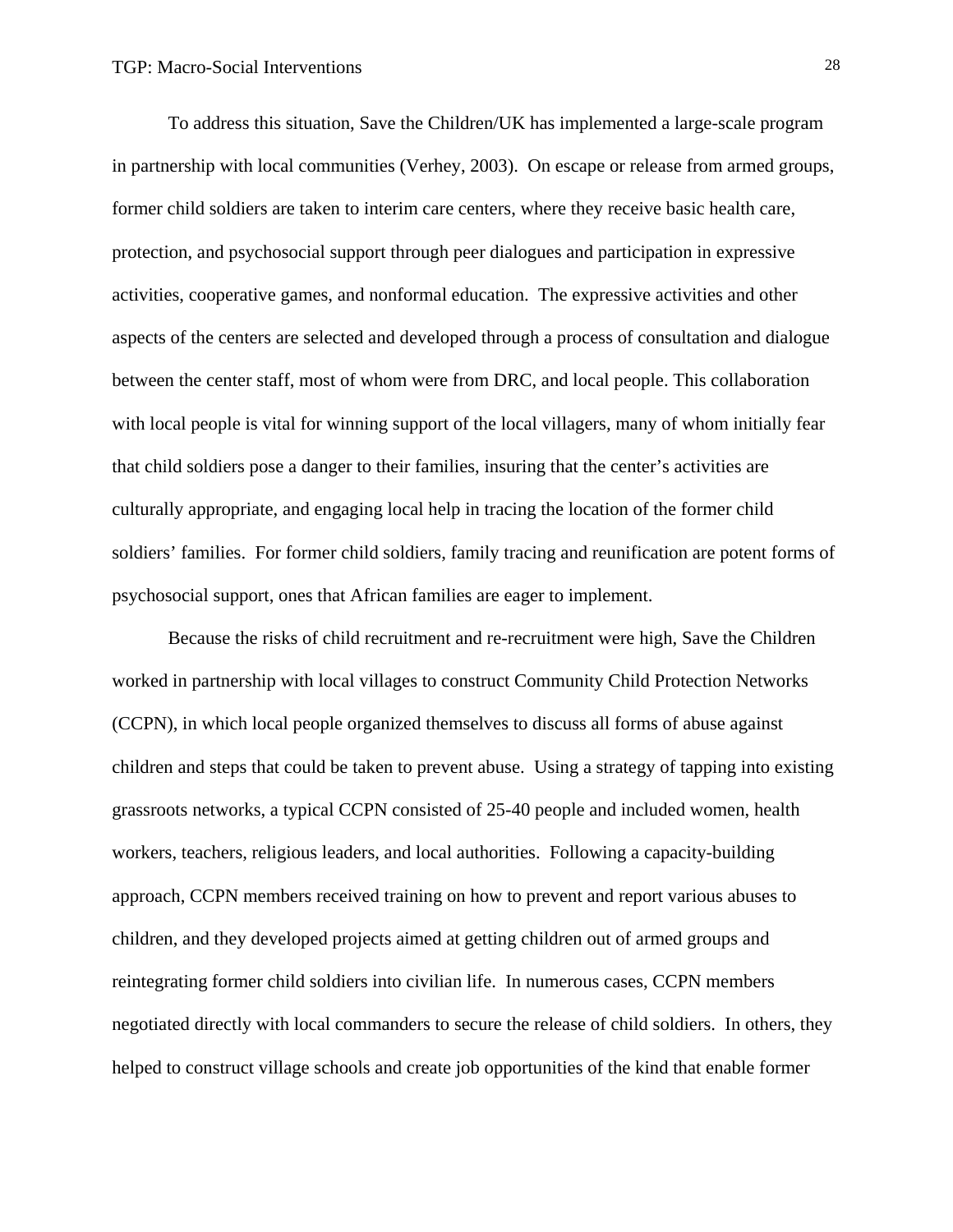To address this situation, Save the Children/UK has implemented a large-scale program in partnership with local communities (Verhey, 2003). On escape or release from armed groups, former child soldiers are taken to interim care centers, where they receive basic health care, protection, and psychosocial support through peer dialogues and participation in expressive activities, cooperative games, and nonformal education. The expressive activities and other aspects of the centers are selected and developed through a process of consultation and dialogue between the center staff, most of whom were from DRC, and local people. This collaboration with local people is vital for winning support of the local villagers, many of whom initially fear that child soldiers pose a danger to their families, insuring that the center's activities are culturally appropriate, and engaging local help in tracing the location of the former child soldiers' families. For former child soldiers, family tracing and reunification are potent forms of psychosocial support, ones that African families are eager to implement.

Because the risks of child recruitment and re-recruitment were high, Save the Children worked in partnership with local villages to construct Community Child Protection Networks (CCPN), in which local people organized themselves to discuss all forms of abuse against children and steps that could be taken to prevent abuse. Using a strategy of tapping into existing grassroots networks, a typical CCPN consisted of 25-40 people and included women, health workers, teachers, religious leaders, and local authorities. Following a capacity-building approach, CCPN members received training on how to prevent and report various abuses to children, and they developed projects aimed at getting children out of armed groups and reintegrating former child soldiers into civilian life. In numerous cases, CCPN members negotiated directly with local commanders to secure the release of child soldiers. In others, they helped to construct village schools and create job opportunities of the kind that enable former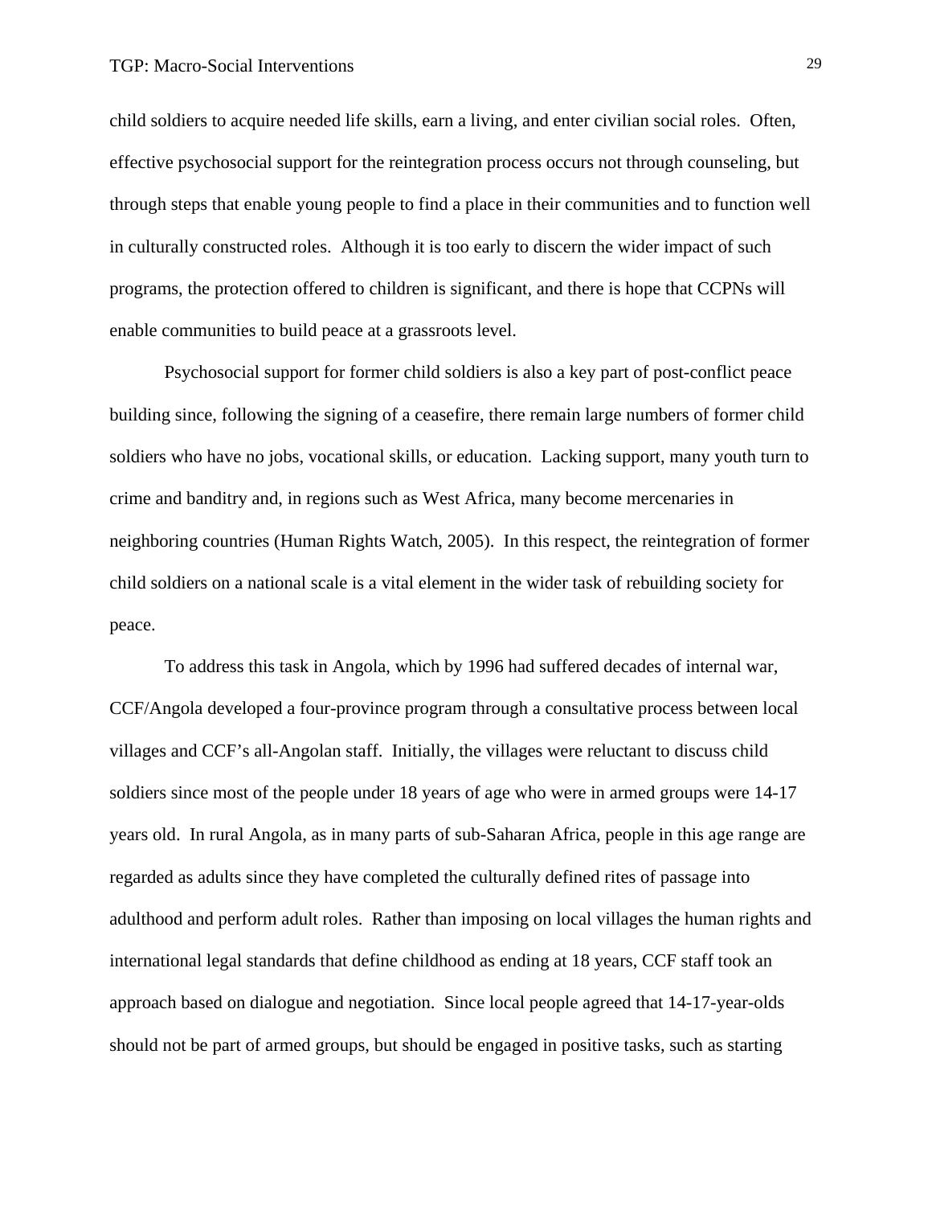child soldiers to acquire needed life skills, earn a living, and enter civilian social roles. Often, effective psychosocial support for the reintegration process occurs not through counseling, but through steps that enable young people to find a place in their communities and to function well in culturally constructed roles. Although it is too early to discern the wider impact of such programs, the protection offered to children is significant, and there is hope that CCPNs will enable communities to build peace at a grassroots level.

Psychosocial support for former child soldiers is also a key part of post-conflict peace building since, following the signing of a ceasefire, there remain large numbers of former child soldiers who have no jobs, vocational skills, or education. Lacking support, many youth turn to crime and banditry and, in regions such as West Africa, many become mercenaries in neighboring countries (Human Rights Watch, 2005). In this respect, the reintegration of former child soldiers on a national scale is a vital element in the wider task of rebuilding society for peace.

To address this task in Angola, which by 1996 had suffered decades of internal war, CCF/Angola developed a four-province program through a consultative process between local villages and CCF's all-Angolan staff. Initially, the villages were reluctant to discuss child soldiers since most of the people under 18 years of age who were in armed groups were 14-17 years old. In rural Angola, as in many parts of sub-Saharan Africa, people in this age range are regarded as adults since they have completed the culturally defined rites of passage into adulthood and perform adult roles. Rather than imposing on local villages the human rights and international legal standards that define childhood as ending at 18 years, CCF staff took an approach based on dialogue and negotiation. Since local people agreed that 14-17-year-olds should not be part of armed groups, but should be engaged in positive tasks, such as starting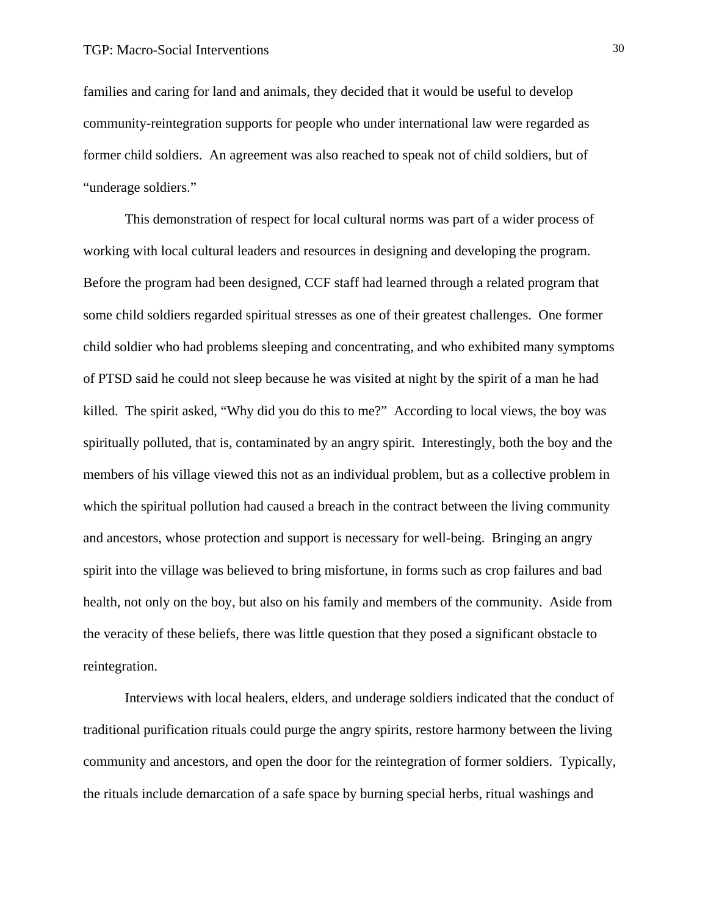families and caring for land and animals, they decided that it would be useful to develop community-reintegration supports for people who under international law were regarded as former child soldiers. An agreement was also reached to speak not of child soldiers, but of "underage soldiers."

This demonstration of respect for local cultural norms was part of a wider process of working with local cultural leaders and resources in designing and developing the program. Before the program had been designed, CCF staff had learned through a related program that some child soldiers regarded spiritual stresses as one of their greatest challenges. One former child soldier who had problems sleeping and concentrating, and who exhibited many symptoms of PTSD said he could not sleep because he was visited at night by the spirit of a man he had killed. The spirit asked, "Why did you do this to me?" According to local views, the boy was spiritually polluted, that is, contaminated by an angry spirit. Interestingly, both the boy and the members of his village viewed this not as an individual problem, but as a collective problem in which the spiritual pollution had caused a breach in the contract between the living community and ancestors, whose protection and support is necessary for well-being. Bringing an angry spirit into the village was believed to bring misfortune, in forms such as crop failures and bad health, not only on the boy, but also on his family and members of the community. Aside from the veracity of these beliefs, there was little question that they posed a significant obstacle to reintegration.

Interviews with local healers, elders, and underage soldiers indicated that the conduct of traditional purification rituals could purge the angry spirits, restore harmony between the living community and ancestors, and open the door for the reintegration of former soldiers. Typically, the rituals include demarcation of a safe space by burning special herbs, ritual washings and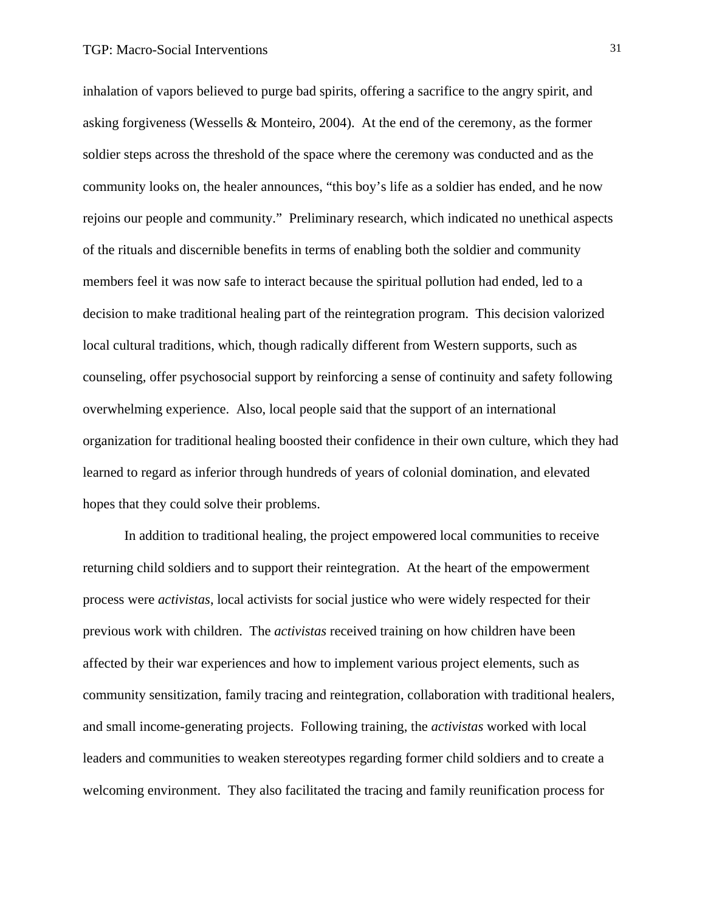inhalation of vapors believed to purge bad spirits, offering a sacrifice to the angry spirit, and asking forgiveness (Wessells & Monteiro, 2004). At the end of the ceremony, as the former soldier steps across the threshold of the space where the ceremony was conducted and as the community looks on, the healer announces, "this boy's life as a soldier has ended, and he now rejoins our people and community." Preliminary research, which indicated no unethical aspects of the rituals and discernible benefits in terms of enabling both the soldier and community members feel it was now safe to interact because the spiritual pollution had ended, led to a decision to make traditional healing part of the reintegration program. This decision valorized local cultural traditions, which, though radically different from Western supports, such as counseling, offer psychosocial support by reinforcing a sense of continuity and safety following overwhelming experience. Also, local people said that the support of an international organization for traditional healing boosted their confidence in their own culture, which they had learned to regard as inferior through hundreds of years of colonial domination, and elevated hopes that they could solve their problems.

In addition to traditional healing, the project empowered local communities to receive returning child soldiers and to support their reintegration. At the heart of the empowerment process were *activistas*, local activists for social justice who were widely respected for their previous work with children. The *activistas* received training on how children have been affected by their war experiences and how to implement various project elements, such as community sensitization, family tracing and reintegration, collaboration with traditional healers, and small income-generating projects. Following training, the *activistas* worked with local leaders and communities to weaken stereotypes regarding former child soldiers and to create a welcoming environment. They also facilitated the tracing and family reunification process for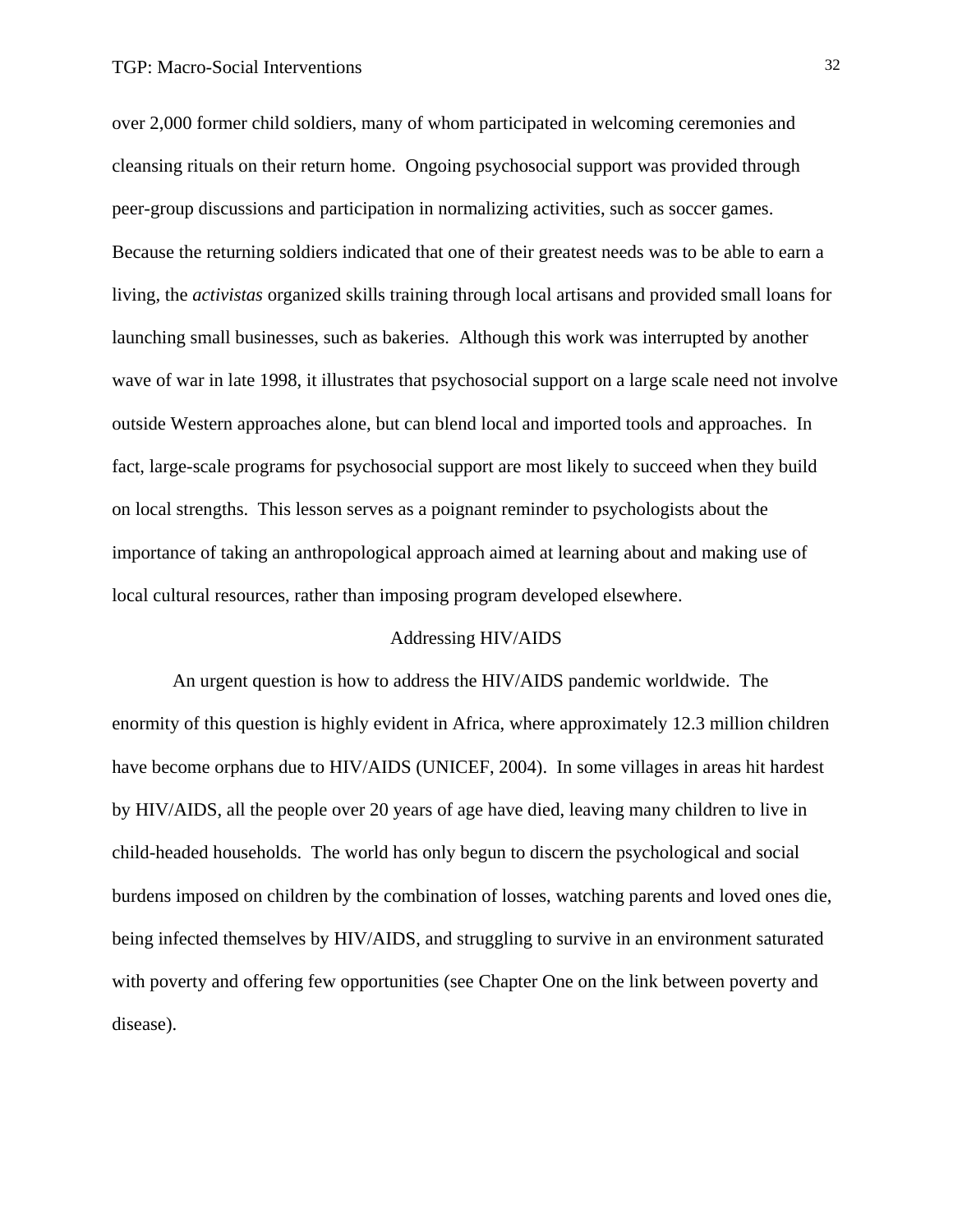over 2,000 former child soldiers, many of whom participated in welcoming ceremonies and cleansing rituals on their return home. Ongoing psychosocial support was provided through peer-group discussions and participation in normalizing activities, such as soccer games. Because the returning soldiers indicated that one of their greatest needs was to be able to earn a living, the *activistas* organized skills training through local artisans and provided small loans for launching small businesses, such as bakeries. Although this work was interrupted by another wave of war in late 1998, it illustrates that psychosocial support on a large scale need not involve outside Western approaches alone, but can blend local and imported tools and approaches. In fact, large-scale programs for psychosocial support are most likely to succeed when they build on local strengths. This lesson serves as a poignant reminder to psychologists about the importance of taking an anthropological approach aimed at learning about and making use of local cultural resources, rather than imposing program developed elsewhere.

## Addressing HIV/AIDS

An urgent question is how to address the HIV/AIDS pandemic worldwide. The enormity of this question is highly evident in Africa, where approximately 12.3 million children have become orphans due to HIV/AIDS (UNICEF, 2004). In some villages in areas hit hardest by HIV/AIDS, all the people over 20 years of age have died, leaving many children to live in child-headed households. The world has only begun to discern the psychological and social burdens imposed on children by the combination of losses, watching parents and loved ones die, being infected themselves by HIV/AIDS, and struggling to survive in an environment saturated with poverty and offering few opportunities (see Chapter One on the link between poverty and disease).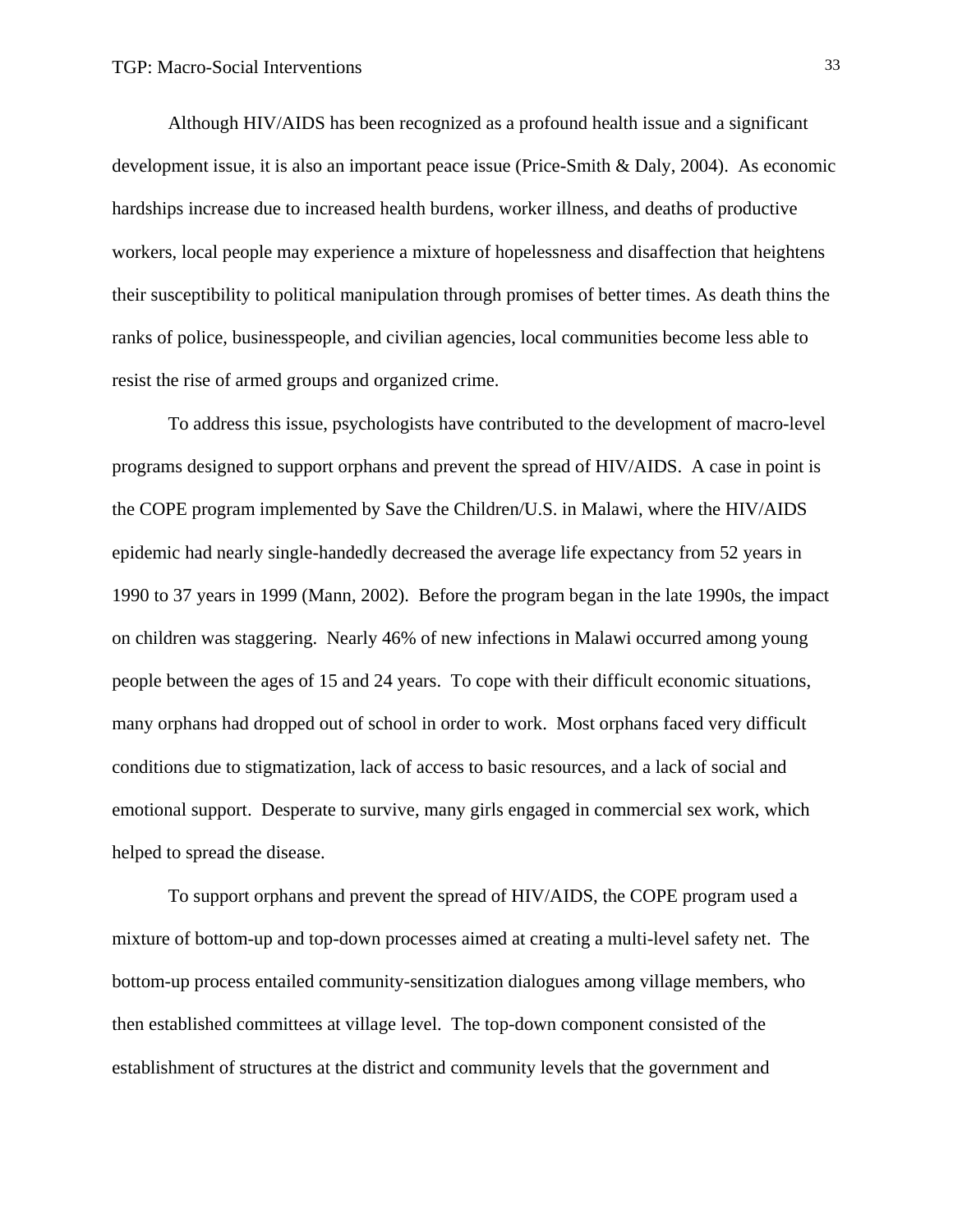Although HIV/AIDS has been recognized as a profound health issue and a significant development issue, it is also an important peace issue (Price-Smith & Daly, 2004). As economic hardships increase due to increased health burdens, worker illness, and deaths of productive workers, local people may experience a mixture of hopelessness and disaffection that heightens their susceptibility to political manipulation through promises of better times. As death thins the ranks of police, businesspeople, and civilian agencies, local communities become less able to resist the rise of armed groups and organized crime.

To address this issue, psychologists have contributed to the development of macro-level programs designed to support orphans and prevent the spread of HIV/AIDS. A case in point is the COPE program implemented by Save the Children/U.S. in Malawi, where the HIV/AIDS epidemic had nearly single-handedly decreased the average life expectancy from 52 years in 1990 to 37 years in 1999 (Mann, 2002). Before the program began in the late 1990s, the impact on children was staggering. Nearly 46% of new infections in Malawi occurred among young people between the ages of 15 and 24 years. To cope with their difficult economic situations, many orphans had dropped out of school in order to work. Most orphans faced very difficult conditions due to stigmatization, lack of access to basic resources, and a lack of social and emotional support. Desperate to survive, many girls engaged in commercial sex work, which helped to spread the disease.

To support orphans and prevent the spread of HIV/AIDS, the COPE program used a mixture of bottom-up and top-down processes aimed at creating a multi-level safety net. The bottom-up process entailed community-sensitization dialogues among village members, who then established committees at village level. The top-down component consisted of the establishment of structures at the district and community levels that the government and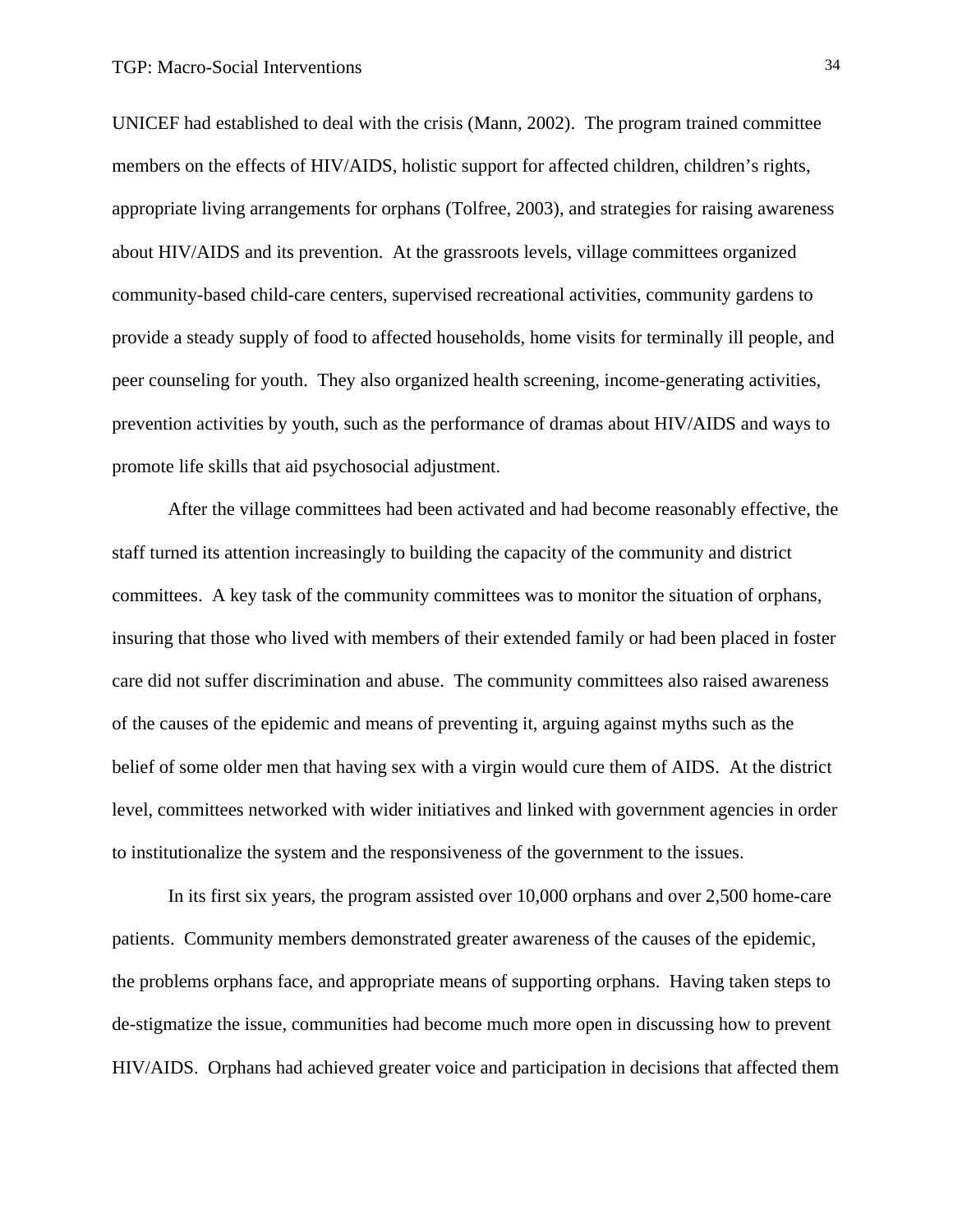UNICEF had established to deal with the crisis (Mann, 2002). The program trained committee members on the effects of HIV/AIDS, holistic support for affected children, children's rights, appropriate living arrangements for orphans (Tolfree, 2003), and strategies for raising awareness about HIV/AIDS and its prevention. At the grassroots levels, village committees organized community-based child-care centers, supervised recreational activities, community gardens to provide a steady supply of food to affected households, home visits for terminally ill people, and peer counseling for youth. They also organized health screening, income-generating activities, prevention activities by youth, such as the performance of dramas about HIV/AIDS and ways to promote life skills that aid psychosocial adjustment.

After the village committees had been activated and had become reasonably effective, the staff turned its attention increasingly to building the capacity of the community and district committees. A key task of the community committees was to monitor the situation of orphans, insuring that those who lived with members of their extended family or had been placed in foster care did not suffer discrimination and abuse. The community committees also raised awareness of the causes of the epidemic and means of preventing it, arguing against myths such as the belief of some older men that having sex with a virgin would cure them of AIDS. At the district level, committees networked with wider initiatives and linked with government agencies in order to institutionalize the system and the responsiveness of the government to the issues.

In its first six years, the program assisted over 10,000 orphans and over 2,500 home-care patients. Community members demonstrated greater awareness of the causes of the epidemic, the problems orphans face, and appropriate means of supporting orphans. Having taken steps to de-stigmatize the issue, communities had become much more open in discussing how to prevent HIV/AIDS. Orphans had achieved greater voice and participation in decisions that affected them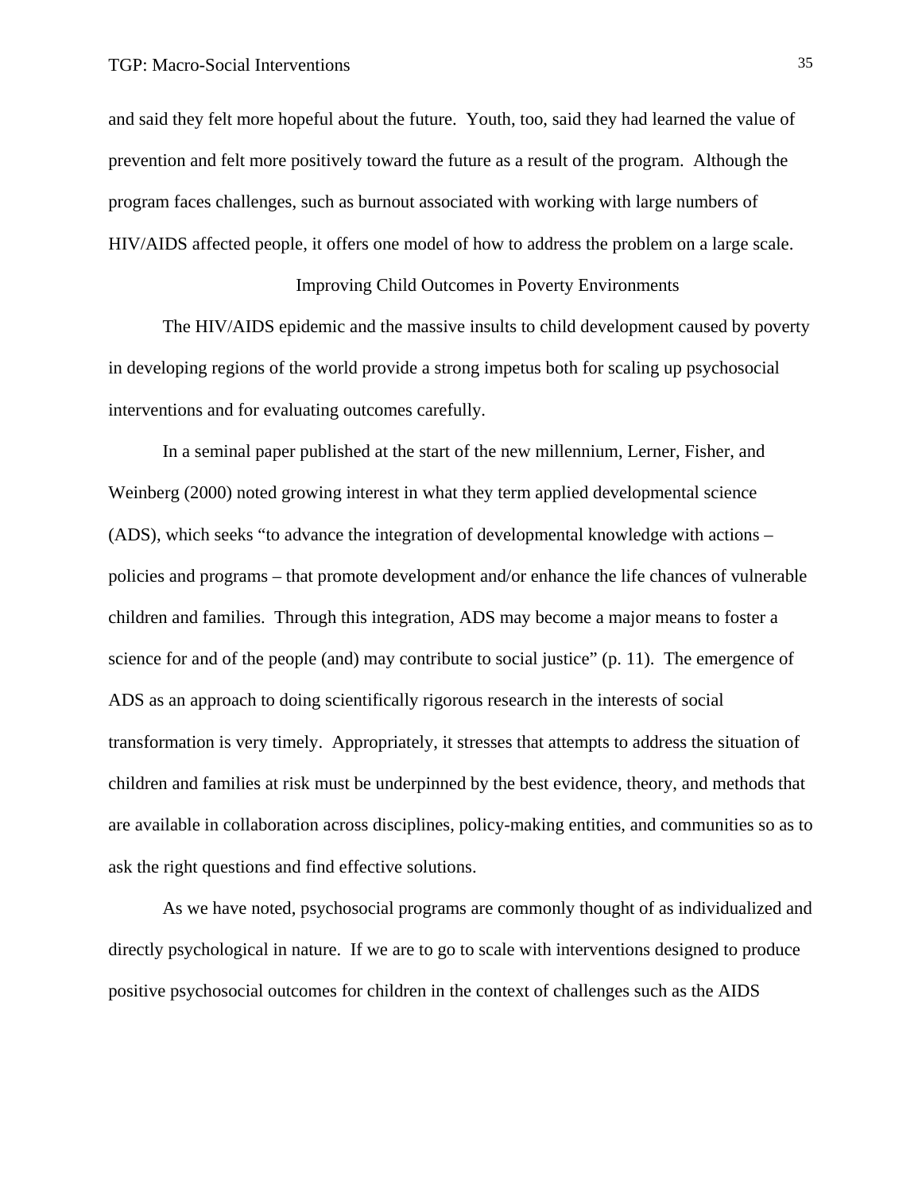and said they felt more hopeful about the future. Youth, too, said they had learned the value of prevention and felt more positively toward the future as a result of the program. Although the program faces challenges, such as burnout associated with working with large numbers of HIV/AIDS affected people, it offers one model of how to address the problem on a large scale.

## Improving Child Outcomes in Poverty Environments

The HIV/AIDS epidemic and the massive insults to child development caused by poverty in developing regions of the world provide a strong impetus both for scaling up psychosocial interventions and for evaluating outcomes carefully.

In a seminal paper published at the start of the new millennium, Lerner, Fisher, and Weinberg (2000) noted growing interest in what they term applied developmental science (ADS), which seeks "to advance the integration of developmental knowledge with actions – policies and programs – that promote development and/or enhance the life chances of vulnerable children and families. Through this integration, ADS may become a major means to foster a science for and of the people (and) may contribute to social justice" (p. 11). The emergence of ADS as an approach to doing scientifically rigorous research in the interests of social transformation is very timely. Appropriately, it stresses that attempts to address the situation of children and families at risk must be underpinned by the best evidence, theory, and methods that are available in collaboration across disciplines, policy-making entities, and communities so as to ask the right questions and find effective solutions.

As we have noted, psychosocial programs are commonly thought of as individualized and directly psychological in nature. If we are to go to scale with interventions designed to produce positive psychosocial outcomes for children in the context of challenges such as the AIDS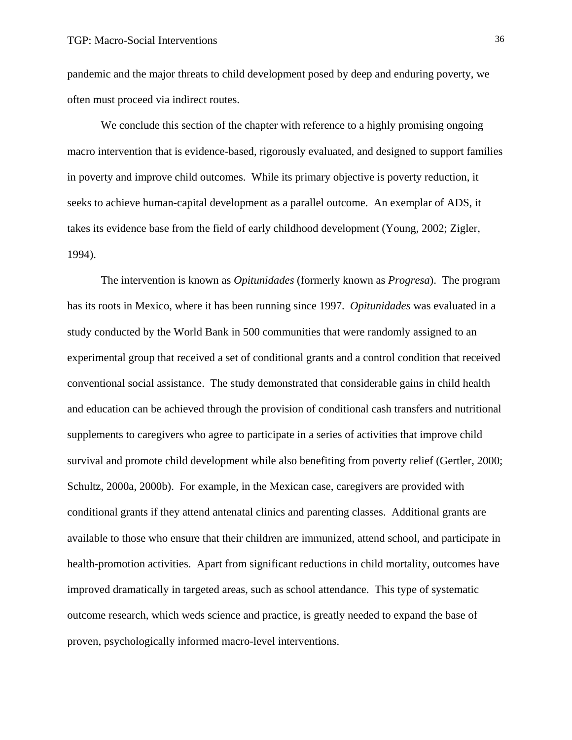pandemic and the major threats to child development posed by deep and enduring poverty, we often must proceed via indirect routes.

We conclude this section of the chapter with reference to a highly promising ongoing macro intervention that is evidence-based, rigorously evaluated, and designed to support families in poverty and improve child outcomes. While its primary objective is poverty reduction, it seeks to achieve human-capital development as a parallel outcome. An exemplar of ADS, it takes its evidence base from the field of early childhood development (Young, 2002; Zigler, 1994).

The intervention is known as *Opitunidades* (formerly known as *Progresa*). The program has its roots in Mexico, where it has been running since 1997. *Opitunidades* was evaluated in a study conducted by the World Bank in 500 communities that were randomly assigned to an experimental group that received a set of conditional grants and a control condition that received conventional social assistance. The study demonstrated that considerable gains in child health and education can be achieved through the provision of conditional cash transfers and nutritional supplements to caregivers who agree to participate in a series of activities that improve child survival and promote child development while also benefiting from poverty relief (Gertler, 2000; Schultz, 2000a, 2000b). For example, in the Mexican case, caregivers are provided with conditional grants if they attend antenatal clinics and parenting classes. Additional grants are available to those who ensure that their children are immunized, attend school, and participate in health-promotion activities. Apart from significant reductions in child mortality, outcomes have improved dramatically in targeted areas, such as school attendance. This type of systematic outcome research, which weds science and practice, is greatly needed to expand the base of proven, psychologically informed macro-level interventions.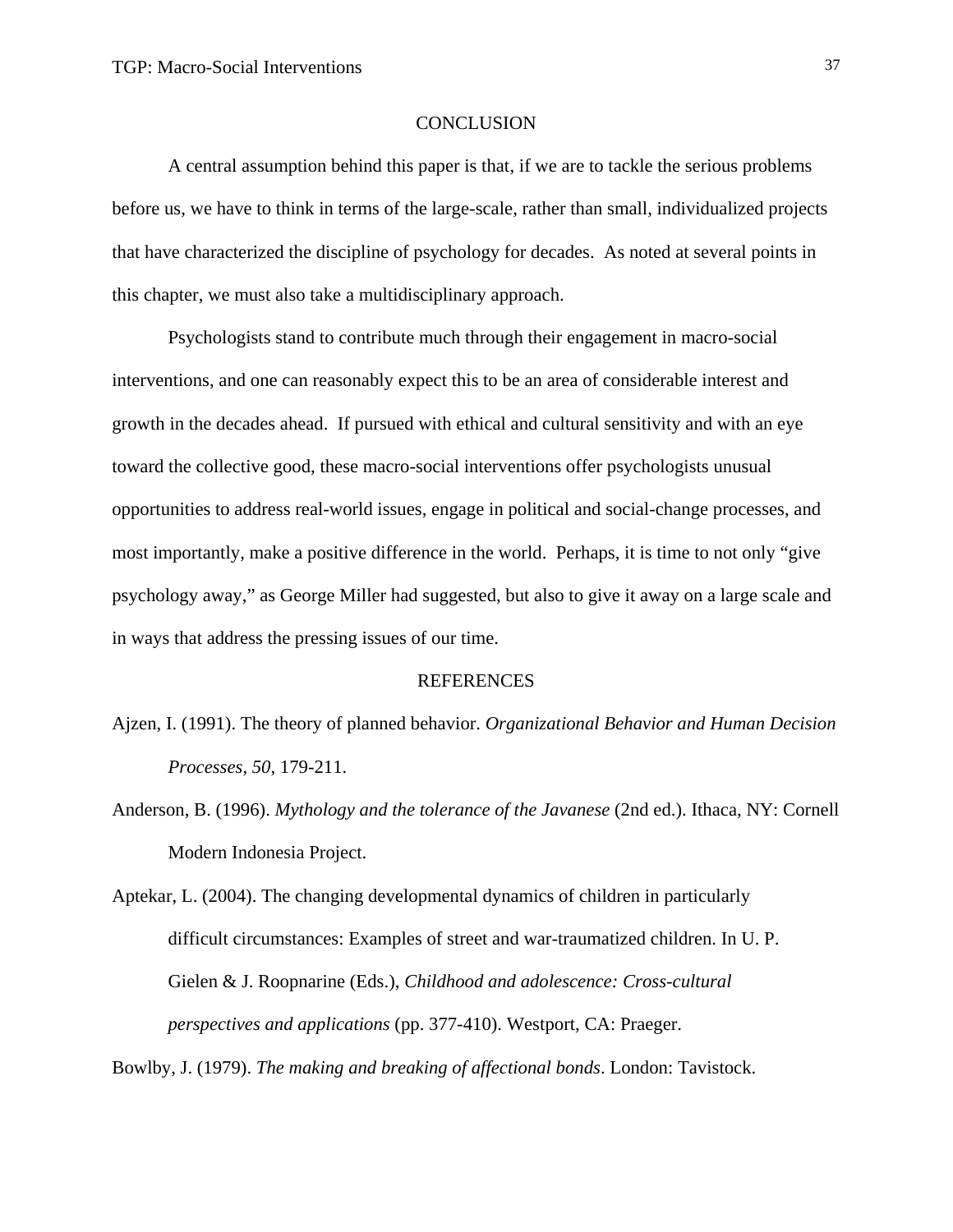## CONCLUSION

A central assumption behind this paper is that, if we are to tackle the serious problems before us, we have to think in terms of the large-scale, rather than small, individualized projects that have characterized the discipline of psychology for decades. As noted at several points in this chapter, we must also take a multidisciplinary approach.

Psychologists stand to contribute much through their engagement in macro-social interventions, and one can reasonably expect this to be an area of considerable interest and growth in the decades ahead. If pursued with ethical and cultural sensitivity and with an eye toward the collective good, these macro-social interventions offer psychologists unusual opportunities to address real-world issues, engage in political and social-change processes, and most importantly, make a positive difference in the world. Perhaps, it is time to not only "give psychology away," as George Miller had suggested, but also to give it away on a large scale and in ways that address the pressing issues of our time.

## REFERENCES

Ajzen, I. (1991). The theory of planned behavior. *Organizational Behavior and Human Decision Processes*, *50*, 179-211.

Anderson, B. (1996). *Mythology and the tolerance of the Javanese* (2nd ed.). Ithaca, NY: Cornell Modern Indonesia Project.

Aptekar, L. (2004). The changing developmental dynamics of children in particularly difficult circumstances: Examples of street and war-traumatized children. In U. P. Gielen & J. Roopnarine (Eds.), *Childhood and adolescence: Cross-cultural perspectives and applications* (pp. 377-410). Westport, CA: Praeger.

Bowlby, J. (1979). *The making and breaking of affectional bonds*. London: Tavistock.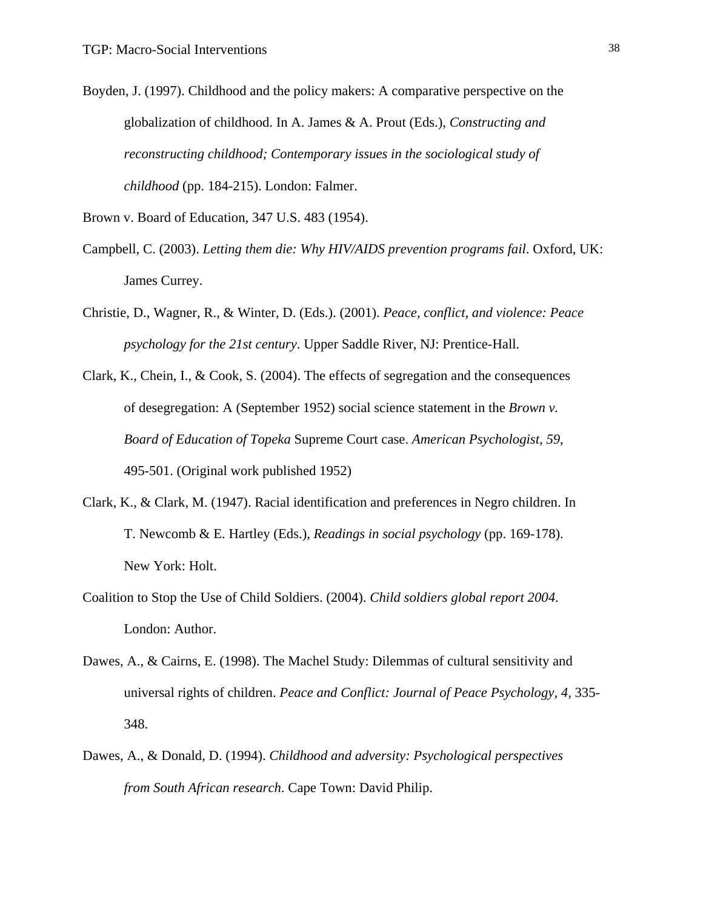Boyden, J. (1997). Childhood and the policy makers: A comparative perspective on the globalization of childhood. In A. James & A. Prout (Eds.), *Constructing and reconstructing childhood; Contemporary issues in the sociological study of childhood* (pp. 184-215). London: Falmer.

Brown v. Board of Education, 347 U.S. 483 (1954).

Campbell, C. (2003). *Letting them die: Why HIV/AIDS prevention programs fail*. Oxford, UK: James Currey.

Christie, D., Wagner, R., & Winter, D. (Eds.). (2001). *Peace, conflict, and violence: Peace psychology for the 21st century*. Upper Saddle River, NJ: Prentice-Hall.

Clark, K., Chein, I., & Cook, S. (2004). The effects of segregation and the consequences of desegregation: A (September 1952) social science statement in the *Brown v. Board of Education of Topeka* Supreme Court case. *American Psychologist, 59*, 495-501. (Original work published 1952)

Clark, K., & Clark, M. (1947). Racial identification and preferences in Negro children. In T. Newcomb & E. Hartley (Eds.), *Readings in social psychology* (pp. 169-178). New York: Holt.

Coalition to Stop the Use of Child Soldiers. (2004). *Child soldiers global report 2004*. London: Author.

Dawes, A., & Cairns, E. (1998). The Machel Study: Dilemmas of cultural sensitivity and universal rights of children. *Peace and Conflict: Journal of Peace Psychology, 4*, 335-348.

Dawes, A., & Donald, D. (1994). *Childhood and adversity: Psychological perspectives from South African research*. Cape Town: David Philip.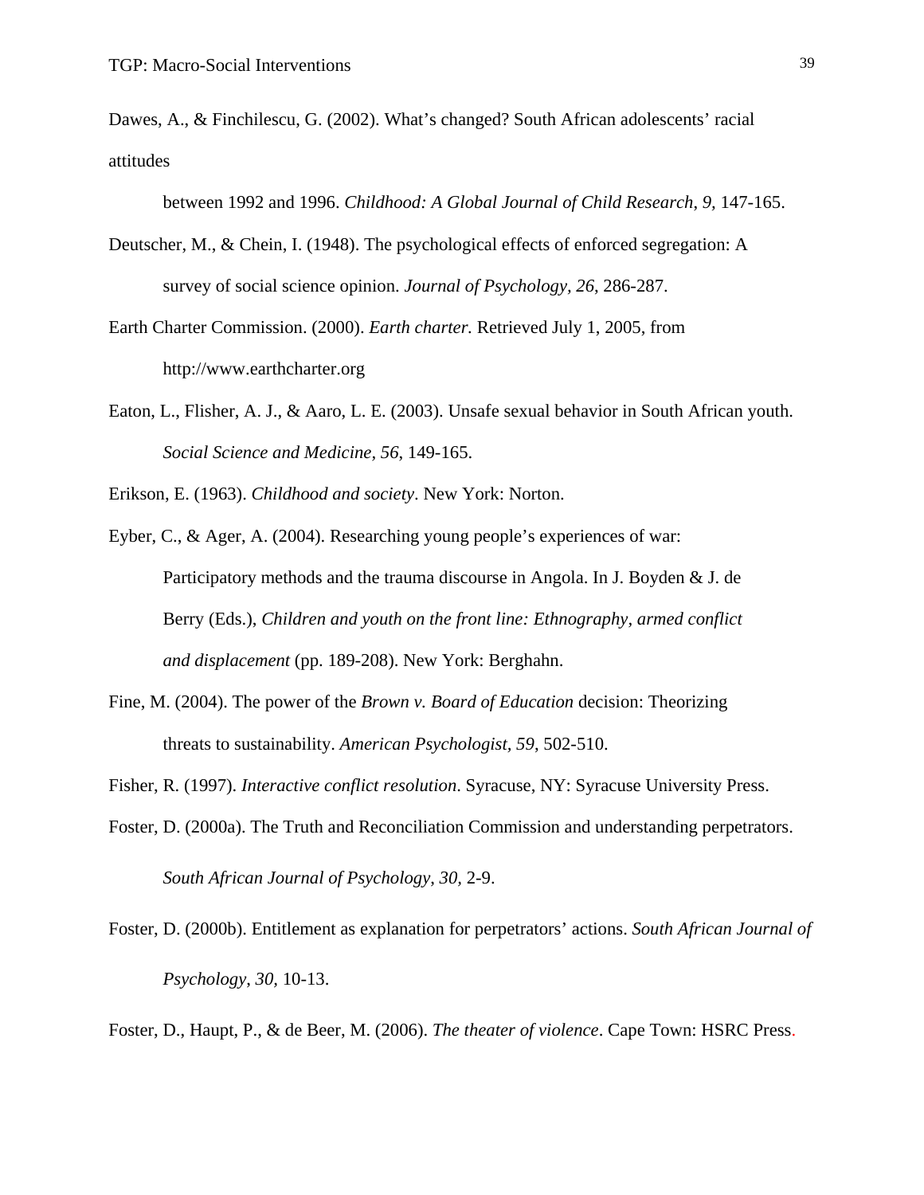Dawes, A., & Finchilescu, G. (2002). What's changed? South African adolescents' racial attitudes between 1992 and 1996. *Childhood: A Global Journal of Child Research*, *9*, 147-165.

Deutscher, M., & Chein, I. (1948). The psychological effects of enforced segregation: A survey of social science opinion. *Journal of Psychology*, *26*, 286-287.

Earth Charter Commission. (2000). *Earth charter.* Retrieved July 1, 2005, from http://www.earthcharter.org

Eaton, L., Flisher, A. J., & Aaro, L. E. (2003). Unsafe sexual behavior in South African youth. *Social Science and Medicine, 56*, 149-165.

Erikson, E. (1963). *Childhood and society*. New York: Norton.

Eyber, C., & Ager, A. (2004). Researching young people's experiences of war: Participatory methods and the trauma discourse in Angola. In J. Boyden & J. de Berry (Eds.), *Children and youth on the front line: Ethnography, armed conflict and displacement* (pp. 189-208). New York: Berghahn.

Fine, M. (2004). The power of the *Brown v. Board of Education* decision: Theorizing threats to sustainability. *American Psychologist, 59*, 502-510.

Fisher, R. (1997). *Interactive conflict resolution*. Syracuse, NY: Syracuse University Press.

Foster, D. (2000a). The Truth and Reconciliation Commission and understanding perpetrators. *South African Journal of Psychology*, *30,* 2-9.

Foster, D. (2000b). Entitlement as explanation for perpetrators' actions. *South African Journal of Psychology*, *30,* 10-13.

Foster, D., Haupt, P., & de Beer, M. (2006). *The theater of violence*. Cape Town: HSRC Press.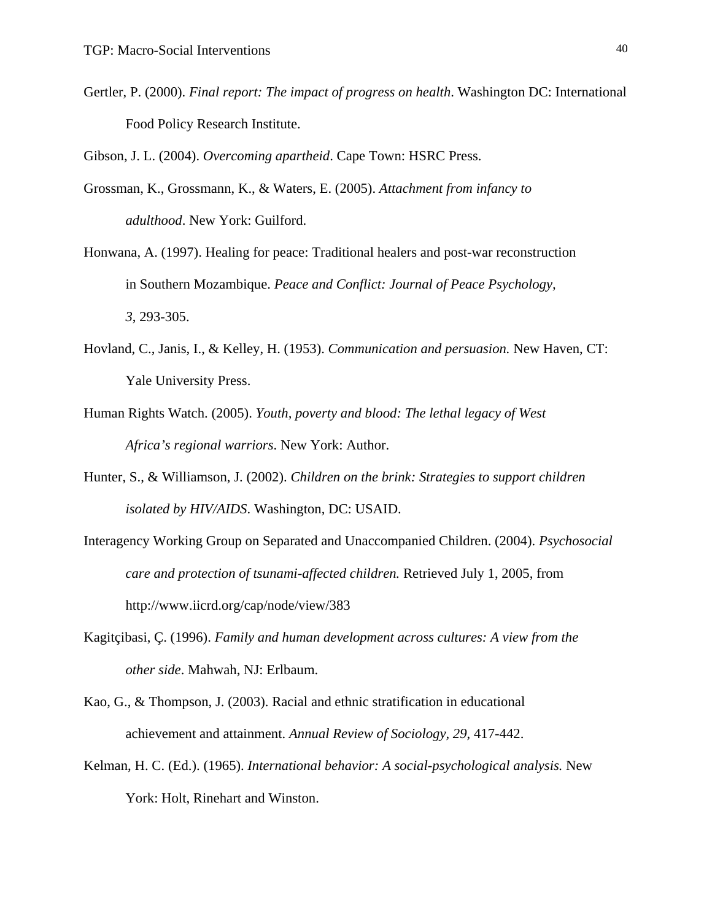Gertler, P. (2000). *Final report: The impact of progress on health*. Washington DC: International Food Policy Research Institute.

Gibson, J. L. (2004). *Overcoming apartheid*. Cape Town: HSRC Press.

Grossman, K., Grossmann, K., & Waters, E. (2005). *Attachment from infancy to adulthood*. New York: Guilford.

Honwana, A. (1997). Healing for peace: Traditional healers and post-war reconstruction in Southern Mozambique. *Peace and Conflict: Journal of Peace Psychology, 3*, 293-305.

Hovland, C., Janis, I., & Kelley, H. (1953). *Communication and persuasion.* New Haven, CT: Yale University Press.

Human Rights Watch. (2005). *Youth, poverty and blood: The lethal legacy of West Africa's regional warriors*. New York: Author.

Hunter, S., & Williamson, J. (2002). *Children on the brink: Strategies to support children isolated by HIV/AIDS*. Washington, DC: USAID.

Interagency Working Group on Separated and Unaccompanied Children. (2004). *Psychosocial care and protection of tsunami-affected children.* Retrieved July 1, 2005, from http://www.iicrd.org/cap/node/view/383

Kagitçibasi, Ç. (1996). *Family and human development across cultures: A view from the other side*. Mahwah, NJ: Erlbaum.

Kao, G., & Thompson, J. (2003). Racial and ethnic stratification in educational achievement and attainment. *Annual Review of Sociology, 29*, 417-442.

Kelman, H. C. (Ed.). (1965). *International behavior: A social-psychological analysis.* New York: Holt, Rinehart and Winston.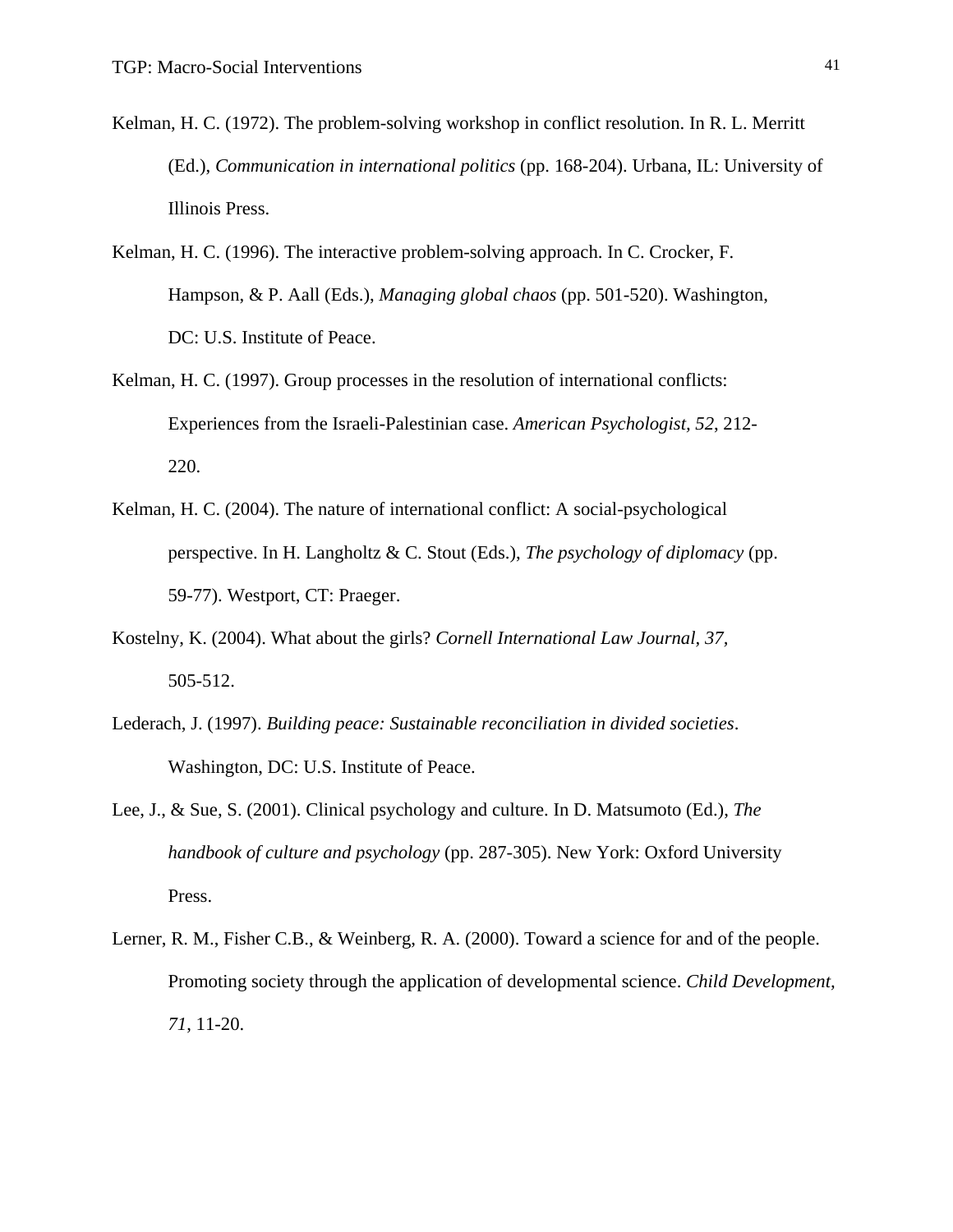Kelman, H. C. (1972). The problem-solving workshop in conflict resolution. In R. L. Merritt (Ed.), *Communication in international politics* (pp. 168-204). Urbana, IL: University of Illinois Press.

Kelman, H. C. (1996). The interactive problem-solving approach. In C. Crocker, F. Hampson, & P. Aall (Eds.), *Managing global chaos* (pp. 501-520). Washington, DC: U.S. Institute of Peace.

Kelman, H. C. (1997). Group processes in the resolution of international conflicts: Experiences from the Israeli-Palestinian case. *American Psychologist, 52*, 212-220.

Kelman, H. C. (2004). The nature of international conflict: A social-psychological perspective. In H. Langholtz & C. Stout (Eds.), *The psychology of diplomacy* (pp. 59-77). Westport, CT: Praeger.

Kostelny, K. (2004). What about the girls? *Cornell International Law Journal, 37*, 505-512.

Lederach, J. (1997). *Building peace: Sustainable reconciliation in divided societies*. Washington, DC: U.S. Institute of Peace.

Lee, J., & Sue, S. (2001). Clinical psychology and culture. In D. Matsumoto (Ed.), *The handbook of culture and psychology* (pp. 287-305). New York: Oxford University Press.

Lerner, R. M., Fisher C.B., & Weinberg, R. A. (2000). Toward a science for and of the people. Promoting society through the application of developmental science. *Child Development, 71*, 11-20.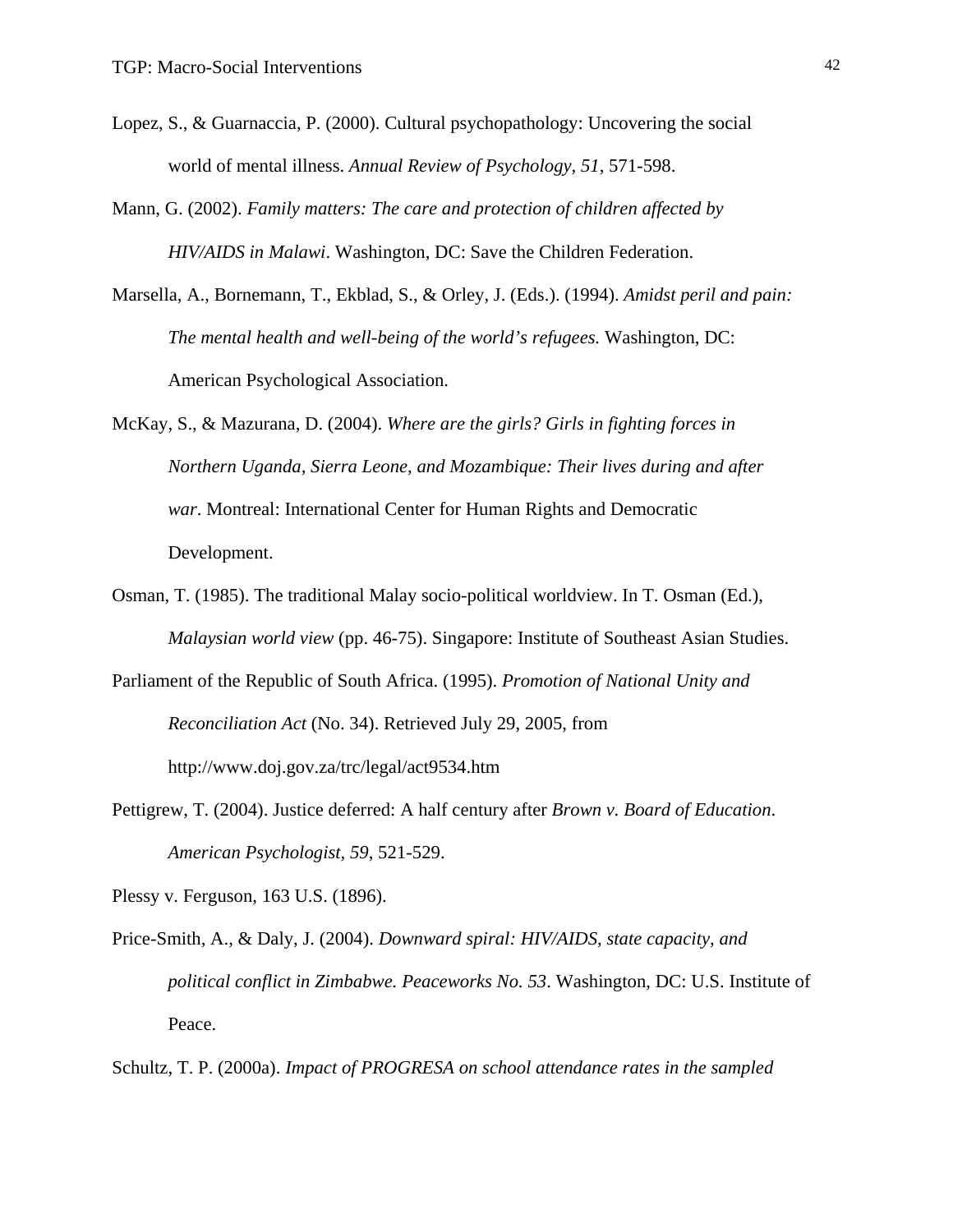Lopez, S., & Guarnaccia, P. (2000). Cultural psychopathology: Uncovering the social world of mental illness. *Annual Review of Psychology, 51*, 571-598.

Mann, G. (2002). *Family matters: The care and protection of children affected by HIV/AIDS in Malawi*. Washington, DC: Save the Children Federation.

Marsella, A., Bornemann, T., Ekblad, S., & Orley, J. (Eds.). (1994). *Amidst peril and pain: The mental health and well-being of the world's refugees.* Washington, DC: American Psychological Association.

McKay, S., & Mazurana, D. (2004). *Where are the girls? Girls in fighting forces in Northern Uganda, Sierra Leone, and Mozambique: Their lives during and after war*. Montreal: International Center for Human Rights and Democratic Development.

Osman, T. (1985). The traditional Malay socio-political worldview. In T. Osman (Ed.), *Malaysian world view* (pp. 46-75). Singapore: Institute of Southeast Asian Studies.

Parliament of the Republic of South Africa. (1995). *Promotion of National Unity and Reconciliation Act* (No. 34). Retrieved July 29, 2005, from http://www.doj.gov.za/trc/legal/act9534.htm

Pettigrew, T. (2004). Justice deferred: A half century after *Brown v. Board of Education*. *American Psychologist, 59*, 521-529.

Plessy v. Ferguson, 163 U.S. (1896).

Price-Smith, A., & Daly, J. (2004). *Downward spiral: HIV/AIDS, state capacity, and political conflict in Zimbabwe. Peaceworks No. 53*. Washington, DC: U.S. Institute of Peace.

Schultz, T. P. (2000a). *Impact of PROGRESA on school attendance rates in the sampled*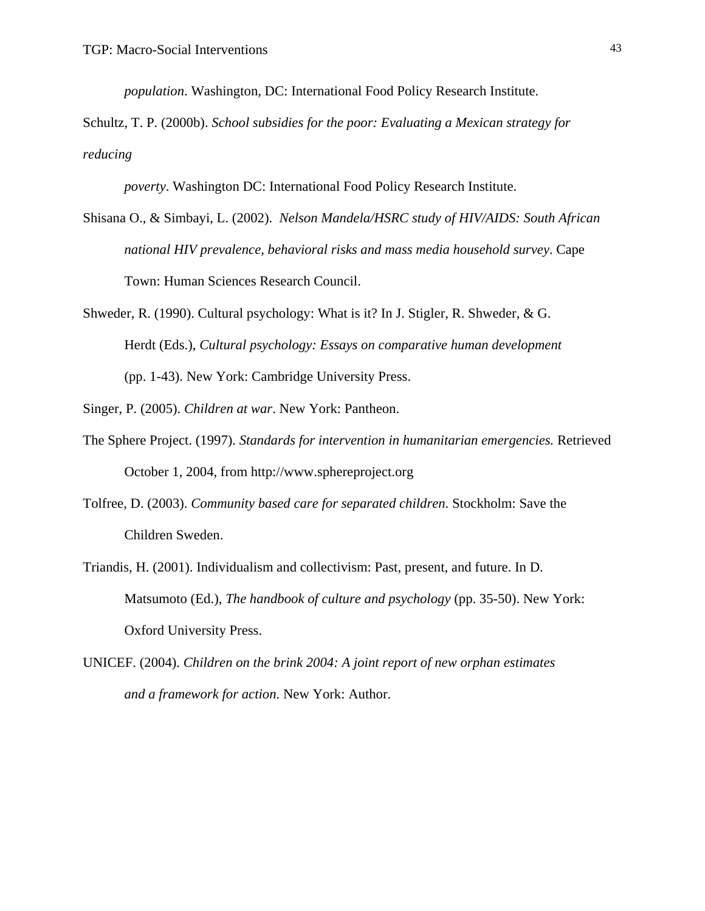*population*. Washington, DC: International Food Policy Research Institute.

Schultz, T. P. (2000b). *School subsidies for the poor: Evaluating a Mexican strategy for reducing poverty*. Washington DC: International Food Policy Research Institute.

Shisana O., & Simbayi, L. (2002). *Nelson Mandela/HSRC study of HIV/AIDS: South African national HIV prevalence, behavioral risks and mass media household survey*. Cape Town: Human Sciences Research Council.

Shweder, R. (1990). Cultural psychology: What is it? In J. Stigler, R. Shweder, & G. Herdt (Eds.), *Cultural psychology: Essays on comparative human development* (pp. 1-43). New York: Cambridge University Press.

Singer, P. (2005). *Children at war*. New York: Pantheon.

The Sphere Project. (1997). *Standards for intervention in humanitarian emergencies.* Retrieved October 1, 2004, from http://www.sphereproject.org

Tolfree, D. (2003). *Community based care for separated children*. Stockholm: Save the Children Sweden.

Triandis, H. (2001). Individualism and collectivism: Past, present, and future. In D. Matsumoto (Ed.), *The handbook of culture and psychology* (pp. 35-50). New York: Oxford University Press.

UNICEF. (2004). *Children on the brink 2004: A joint report of new orphan estimates and a framework for action*. New York: Author.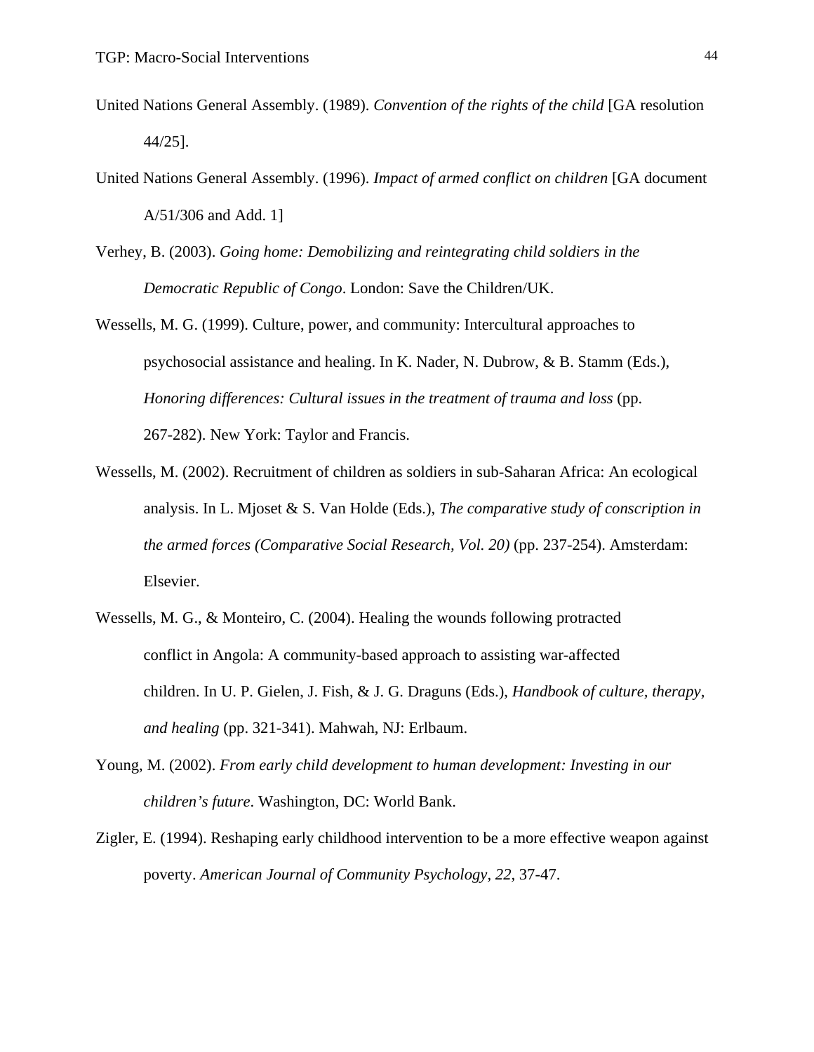United Nations General Assembly. (1989). *Convention of the rights of the child* [GA resolution 44/25].

United Nations General Assembly. (1996). *Impact of armed conflict on children* [GA document A/51/306 and Add. 1]

Verhey, B. (2003). *Going home: Demobilizing and reintegrating child soldiers in the Democratic Republic of Congo*. London: Save the Children/UK.

Wessells, M. G. (1999). Culture, power, and community: Intercultural approaches to psychosocial assistance and healing. In K. Nader, N. Dubrow, & B. Stamm (Eds.), *Honoring differences: Cultural issues in the treatment of trauma and loss* (pp. 267-282). New York: Taylor and Francis.

Wessells, M. (2002). Recruitment of children as soldiers in sub-Saharan Africa: An ecological analysis. In L. Mjoset & S. Van Holde (Eds.), *The comparative study of conscription in the armed forces (Comparative Social Research, Vol. 20)* (pp. 237-254). Amsterdam: Elsevier.

Wessells, M. G., & Monteiro, C. (2004). Healing the wounds following protracted conflict in Angola: A community-based approach to assisting war-affected children. In U. P. Gielen, J. Fish, & J. G. Draguns (Eds.), *Handbook of culture, therapy, and healing* (pp. 321-341). Mahwah, NJ: Erlbaum.

Young, M. (2002). *From early child development to human development: Investing in our children's future*. Washington, DC: World Bank.

Zigler, E. (1994). Reshaping early childhood intervention to be a more effective weapon against poverty. *American Journal of Community Psychology, 22,* 37-47.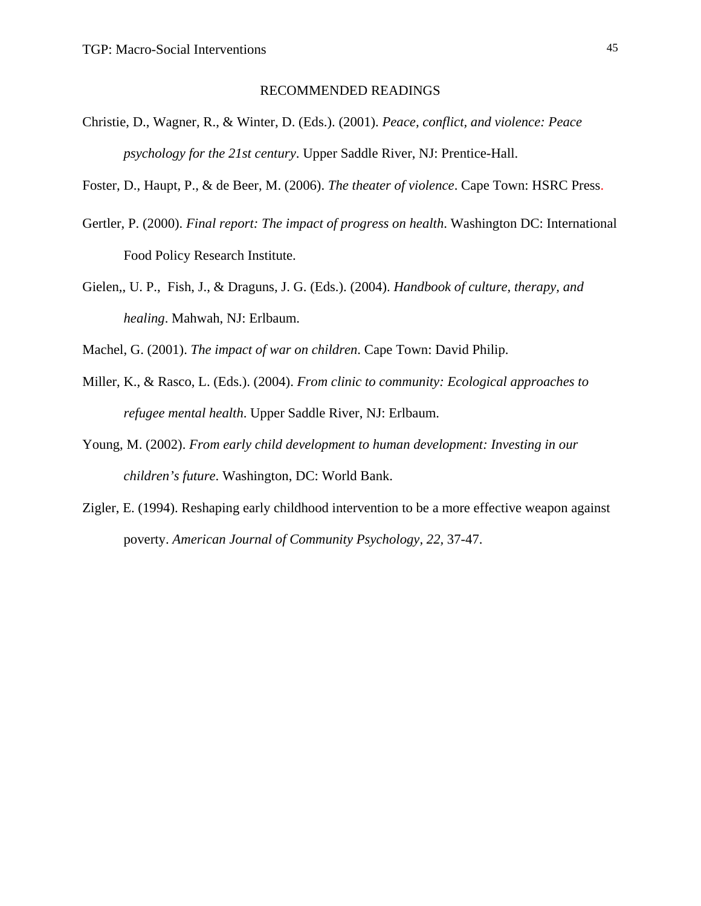# RECOMMENDED READINGS

Christie, D., Wagner, R., & Winter, D. (Eds.). (2001). *Peace, conflict, and violence: Peace psychology for the 21st century*. Upper Saddle River, NJ: Prentice-Hall.

Foster, D., Haupt, P., & de Beer, M. (2006). *The theater of violence*. Cape Town: HSRC Press.

Gertler, P. (2000). *Final report: The impact of progress on health*. Washington DC: International Food Policy Research Institute.

Gielen,, U. P., Fish, J., & Draguns, J. G. (Eds.). (2004). *Handbook of culture, therapy, and healing*. Mahwah, NJ: Erlbaum.

Machel, G. (2001). *The impact of war on children*. Cape Town: David Philip.

Miller, K., & Rasco, L. (Eds.). (2004). *From clinic to community: Ecological approaches to refugee mental health*. Upper Saddle River, NJ: Erlbaum.

Young, M. (2002). *From early child development to human development: Investing in our children's future*. Washington, DC: World Bank.

Zigler, E. (1994). Reshaping early childhood intervention to be a more effective weapon against poverty. *American Journal of Community Psychology, 22*, 37-47.